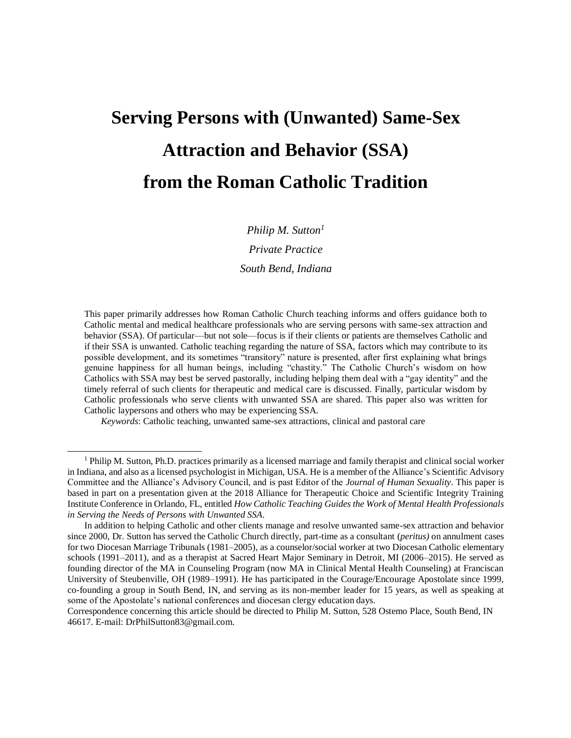# Serving Persons with (Unwanted) Same-Sex Attraction and Behavior (SSA) from the Roman Catholic Tradition

*Philip M. Sutton*[1]

*Private Practice*

*South Bend, Indiana*

This paper primarily addresses how Roman Catholic Church teaching informs and offers guidance both to Catholic mental and medical healthcare professionals who are serving persons with same-sex attraction and behavior (SSA). Of particular—but not sole—focus is if their clients or patients are themselves Catholic and if their SSA is unwanted. Catholic teaching regarding the nature of SSA, factors which may contribute to its possible development, and its sometimes "transitory" nature is presented, after first explaining what brings genuine happiness for all human beings, including "chastity." The Catholic Church's wisdom on how Catholics with SSA may best be served pastorally, including helping them deal with a "gay identity" and the timely referral of such clients for therapeutic and medical care is discussed. Finally, particular wisdom by Catholic professionals who serve clients with unwanted SSA are shared. This paper also was written for Catholic laypersons and others who may be experiencing SSA.

*Keywords*: Catholic teaching, unwanted same-sex attractions, clinical and pastoral care

---

[1] Philip M. Sutton, Ph.D. practices primarily as a licensed marriage and family therapist and clinical social worker in Indiana, and also as a licensed psychologist in Michigan, USA. He is a member of the Alliance's Scientific Advisory Committee and the Alliance's Advisory Council, and is past Editor of the *Journal of Human Sexuality*. This paper is based in part on a presentation given at the 2018 Alliance for Therapeutic Choice and Scientific Integrity Training Institute Conference in Orlando, FL, entitled *How Catholic Teaching Guides the Work of Mental Health Professionals in Serving the Needs of Persons with Unwanted SSA*.

In addition to helping Catholic and other clients manage and resolve unwanted same-sex attraction and behavior since 2000, Dr. Sutton has served the Catholic Church directly, part-time as a consultant (*peritus)* on annulment cases for two Diocesan Marriage Tribunals (1981–2005), as a counselor/social worker at two Diocesan Catholic elementary schools (1991–2011), and as a therapist at Sacred Heart Major Seminary in Detroit, MI (2006–2015). He served as founding director of the MA in Counseling Program (now MA in Clinical Mental Health Counseling) at Franciscan University of Steubenville, OH (1989–1991). He has participated in the Courage/Encourage Apostolate since 1999, co-founding a group in South Bend, IN, and serving as its non-member leader for 15 years, as well as speaking at some of the Apostolate's national conferences and diocesan clergy education days.

Correspondence concerning this article should be directed to Philip M. Sutton, 528 Ostemo Place, South Bend, IN 46617. E-mail: DrPhilSutton83@gmail.com.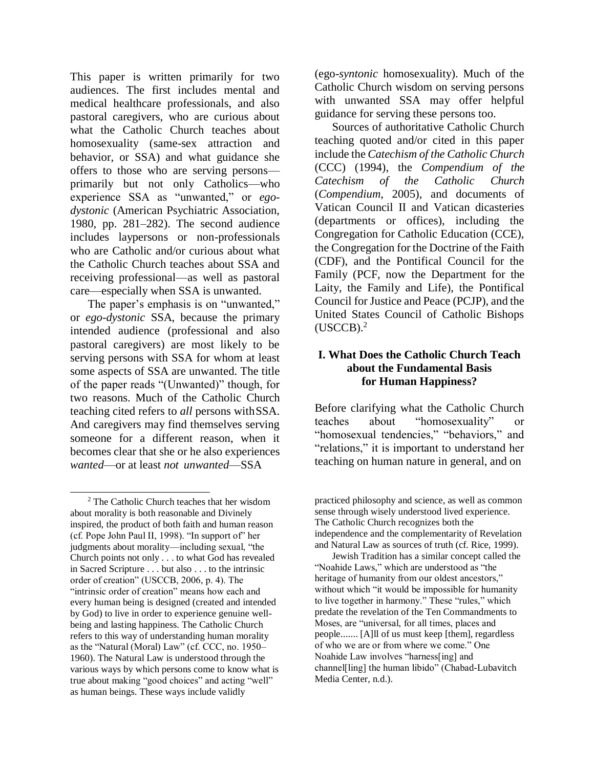This paper is written primarily for two audiences. The first includes mental and medical healthcare professionals, and also pastoral caregivers, who are curious about what the Catholic Church teaches about homosexuality (same-sex attraction and behavior, or SSA) and what guidance she offers to those who are serving persons—primarily but not only Catholics—who experience SSA as "unwanted," or *ego-dystonic* (American Psychiatric Association, 1980, pp. 281–282). The second audience includes laypersons or non-professionals who are Catholic and/or curious about what the Catholic Church teaches about SSA and receiving professional—as well as pastoral care—especially when SSA is unwanted.

The paper's emphasis is on "unwanted," or *ego-dystonic* SSA, because the primary intended audience (professional and also pastoral caregivers) are most likely to be serving persons with SSA for whom at least some aspects of SSA are unwanted. The title of the paper reads "(Unwanted)" though, for two reasons. Much of the Catholic Church teaching cited refers to *all* persons with SSA. And caregivers may find themselves serving someone for a different reason, when it becomes clear that she or he also experiences *wanted*—or at least *not unwanted*—SSA (ego-*syntonic* homosexuality). Much of the Catholic Church wisdom on serving persons with unwanted SSA may offer helpful guidance for serving these persons too.

Sources of authoritative Catholic Church teaching quoted and/or cited in this paper include the *Catechism of the Catholic Church* (CCC) (1994), the *Compendium of the Catechism of the Catholic Church* (*Compendium*, 2005), and documents of Vatican Council II and Vatican dicasteries (departments or offices), including the Congregation for Catholic Education (CCE), the Congregation for the Doctrine of the Faith (CDF), and the Pontifical Council for the Family (PCF, now the Department for the Laity, the Family and Life), the Pontifical Council for Justice and Peace (PCJP), and the United States Council of Catholic Bishops (USCCB).[2]

## I. What Does the Catholic Church Teach about the Fundamental Basis for Human Happiness?

Before clarifying what the Catholic Church teaches about "homosexuality" or "homosexual tendencies," "behaviors," and "relations," it is important to understand her teaching on human nature in general, and on

---

[2] The Catholic Church teaches that her wisdom about morality is both reasonable and Divinely inspired, the product of both faith and human reason (cf. Pope John Paul II, 1998). "In support of" her judgments about morality—including sexual, "the Church points not only . . . to what God has revealed in Sacred Scripture . . . but also . . . to the intrinsic order of creation" (USCCB, 2006, p. 4). The "intrinsic order of creation" means how each and every human being is designed (created and intended by God) to live in order to experience genuine well-being and lasting happiness. The Catholic Church refers to this way of understanding human morality as the "Natural (Moral) Law" (cf. CCC, no. 1950–1960). The Natural Law is understood through the various ways by which persons come to know what is true about making "good choices" and acting "well" as human beings. These ways include validly practiced philosophy and science, as well as common sense through wisely understood lived experience. The Catholic Church recognizes both the independence and the complementarity of Revelation and Natural Law as sources of truth (cf. Rice, 1999).

Jewish Tradition has a similar concept called the "Noahide Laws," which are understood as "the heritage of humanity from our oldest ancestors," without which "it would be impossible for humanity to live together in harmony." These "rules," which predate the revelation of the Ten Commandments to Moses, are "universal, for all times, places and people....... [A]ll of us must keep [them], regardless of who we are or from where we come." One Noahide Law involves "harness[ing] and channel[ling] the human libido" (Chabad-Lubavitch Media Center, n.d.).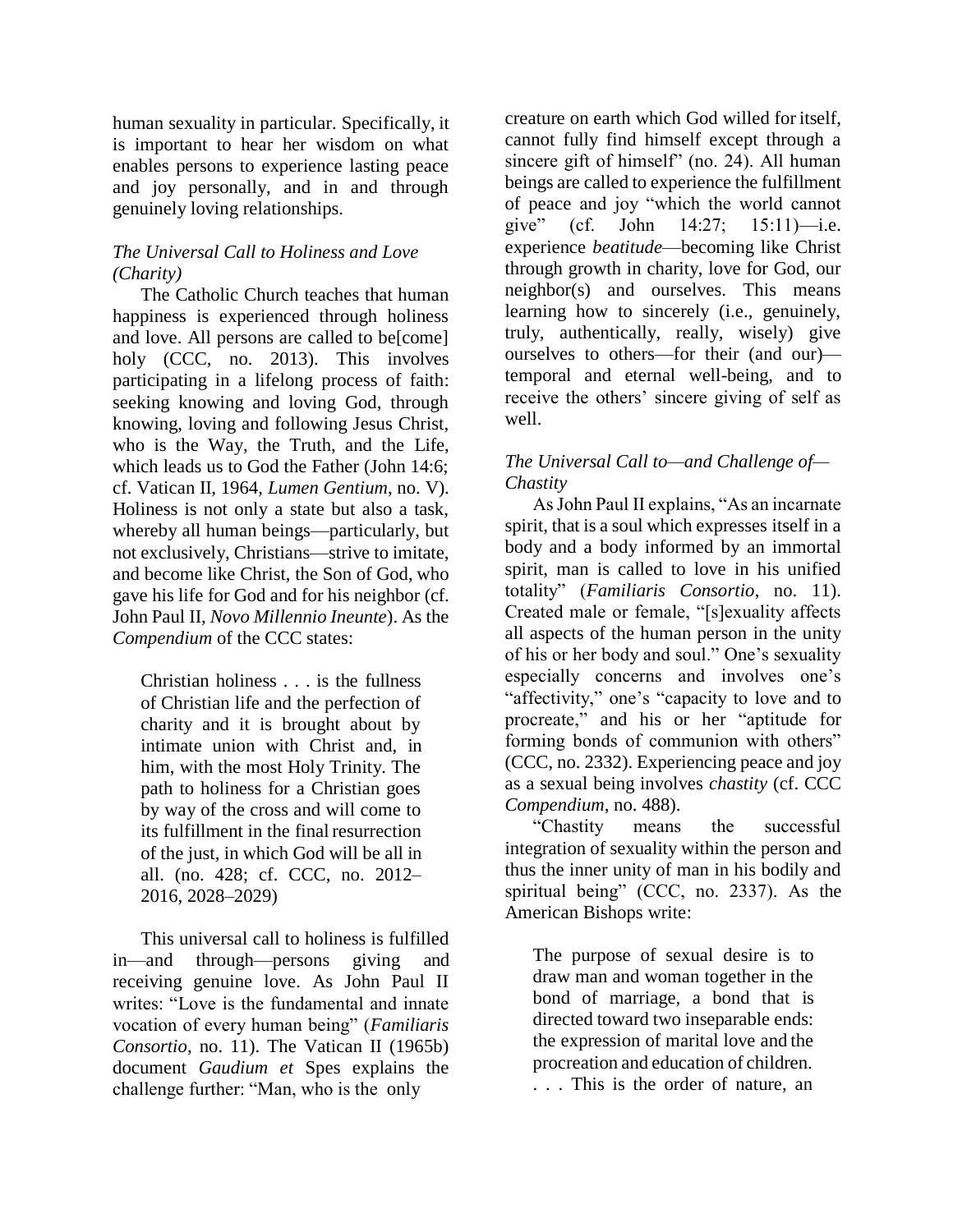human sexuality in particular. Specifically, it is important to hear her wisdom on what enables persons to experience lasting peace and joy personally, and in and through genuinely loving relationships.

### *The Universal Call to Holiness and Love (Charity)*

The Catholic Church teaches that human happiness is experienced through holiness and love. All persons are called to be[come] holy (CCC, no. 2013). This involves participating in a lifelong process of faith: seeking knowing and loving God, through knowing, loving and following Jesus Christ, who is the Way, the Truth, and the Life, which leads us to God the Father (John 14:6; cf. Vatican II, 1964, *Lumen Gentium*, no. V). Holiness is not only a state but also a task, whereby all human beings—particularly, but not exclusively, Christians—strive to imitate, and become like Christ, the Son of God, who gave his life for God and for his neighbor (cf. John Paul II, *Novo Millennio Ineunte*). As the *Compendium* of the CCC states:

> Christian holiness . . . is the fullness of Christian life and the perfection of charity and it is brought about by intimate union with Christ and, in him, with the most Holy Trinity. The path to holiness for a Christian goes by way of the cross and will come to its fulfillment in the final resurrection of the just, in which God will be all in all. (no. 428; cf. CCC, no. 2012–2016, 2028–2029)

This universal call to holiness is fulfilled in—and through—persons giving and receiving genuine love. As John Paul II writes: "Love is the fundamental and innate vocation of every human being" (*Familiaris Consortio*, no. 11). The Vatican II (1965b) document *Gaudium et* Spes explains the challenge further: "Man, who is the only creature on earth which God willed for itself, cannot fully find himself except through a sincere gift of himself" (no. 24). All human beings are called to experience the fulfillment of peace and joy "which the world cannot give" (cf. John 14:27; 15:11)—i.e. experience *beatitude*—becoming like Christ through growth in charity, love for God, our neighbor(s) and ourselves. This means learning how to sincerely (i.e., genuinely, truly, authentically, really, wisely) give ourselves to others—for their (and our)—temporal and eternal well-being, and to receive the others' sincere giving of self as well.

### *The Universal Call to—and Challenge of—Chastity*

As John Paul II explains, "As an incarnate spirit, that is a soul which expresses itself in a body and a body informed by an immortal spirit, man is called to love in his unified totality" (*Familiaris Consortio*, no. 11). Created male or female, "[s]exuality affects all aspects of the human person in the unity of his or her body and soul." One's sexuality especially concerns and involves one's "affectivity," one's "capacity to love and to procreate," and his or her "aptitude for forming bonds of communion with others" (CCC, no. 2332). Experiencing peace and joy as a sexual being involves *chastity* (cf. CCC *Compendium*, no. 488).

"Chastity means the successful integration of sexuality within the person and thus the inner unity of man in his bodily and spiritual being" (CCC, no. 2337). As the American Bishops write:

> The purpose of sexual desire is to draw man and woman together in the bond of marriage, a bond that is directed toward two inseparable ends: the expression of marital love and the procreation and education of children. . . . This is the order of nature, an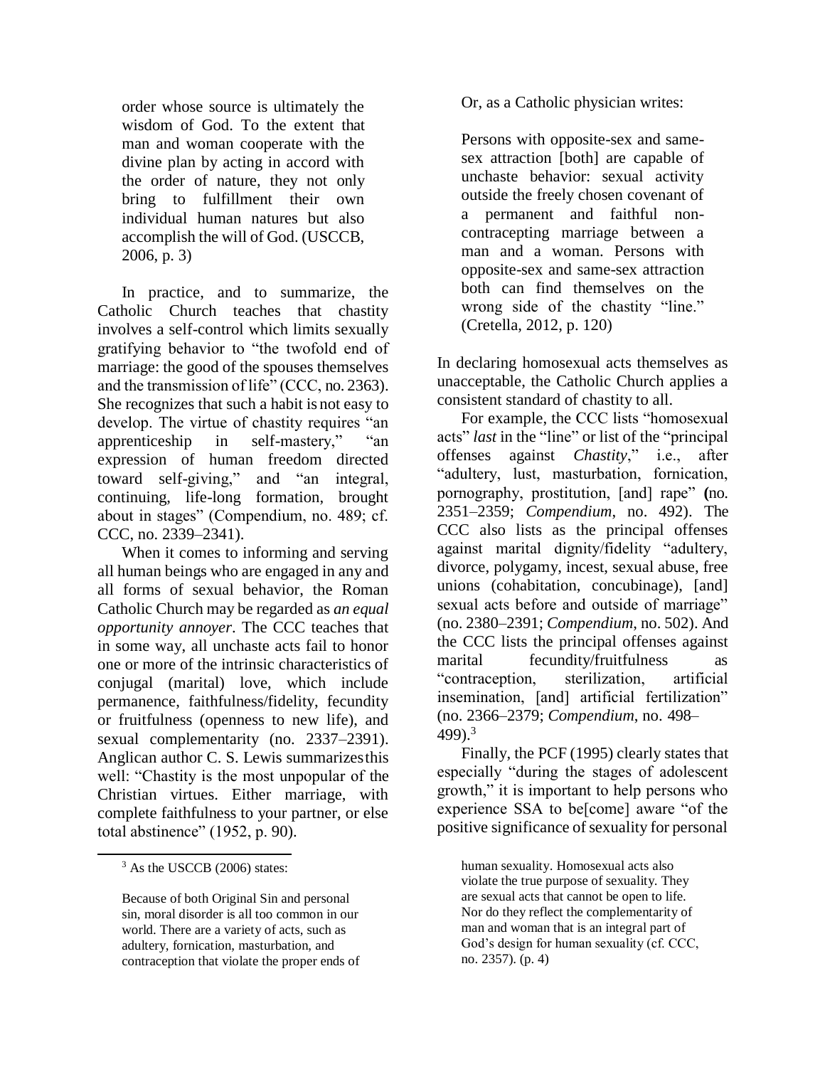> order whose source is ultimately the wisdom of God. To the extent that man and woman cooperate with the divine plan by acting in accord with the order of nature, they not only bring to fulfillment their own individual human natures but also accomplish the will of God. (USCCB, 2006, p. 3)

In practice, and to summarize, the Catholic Church teaches that chastity involves a self-control which limits sexually gratifying behavior to "the twofold end of marriage: the good of the spouses themselves and the transmission of life" (CCC, no. 2363). She recognizes that such a habit is not easy to develop. The virtue of chastity requires "an apprenticeship in self-mastery," "an expression of human freedom directed toward self-giving," and "an integral, continuing, life-long formation, brought about in stages" (Compendium, no. 489; cf. CCC, no. 2339–2341).

When it comes to informing and serving all human beings who are engaged in any and all forms of sexual behavior, the Roman Catholic Church may be regarded as *an equal opportunity annoyer*. The CCC teaches that in some way, all unchaste acts fail to honor one or more of the intrinsic characteristics of conjugal (marital) love, which include permanence, faithfulness/fidelity, fecundity or fruitfulness (openness to new life), and sexual complementarity (no. 2337–2391). Anglican author C. S. Lewis summarizes this well: "Chastity is the most unpopular of the Christian virtues. Either marriage, with complete faithfulness to your partner, or else total abstinence" (1952, p. 90).

Or, as a Catholic physician writes:

> Persons with opposite-sex and same-sex attraction [both] are capable of unchaste behavior: sexual activity outside the freely chosen covenant of a permanent and faithful non-contracepting marriage between a man and a woman. Persons with opposite-sex and same-sex attraction both can find themselves on the wrong side of the chastity "line." (Cretella, 2012, p. 120)

In declaring homosexual acts themselves as unacceptable, the Catholic Church applies a consistent standard of chastity to all.

For example, the CCC lists "homosexual acts" *last* in the "line" or list of the "principal offenses against *Chastity*," i.e., after "adultery, lust, masturbation, fornication, pornography, prostitution, [and] rape" **(**no. 2351–2359; *Compendium*, no. 492). The CCC also lists as the principal offenses against marital dignity/fidelity "adultery, divorce, polygamy, incest, sexual abuse, free unions (cohabitation, concubinage), [and] sexual acts before and outside of marriage" (no. 2380–2391; *Compendium*, no. 502). And the CCC lists the principal offenses against marital fecundity/fruitfulness as "contraception, sterilization, artificial insemination, [and] artificial fertilization" (no. 2366–2379; *Compendium*, no. 498–499).[3]

Finally, the PCF (1995) clearly states that especially "during the stages of adolescent growth," it is important to help persons who experience SSA to be[come] aware "of the positive significance of sexuality for personal

---

[3] As the USCCB (2006) states:

> Because of both Original Sin and personal sin, moral disorder is all too common in our world. There are a variety of acts, such as adultery, fornication, masturbation, and contraception that violate the proper ends of human sexuality. Homosexual acts also violate the true purpose of sexuality. They are sexual acts that cannot be open to life. Nor do they reflect the complementarity of man and woman that is an integral part of God's design for human sexuality (cf. CCC, no. 2357). (p. 4)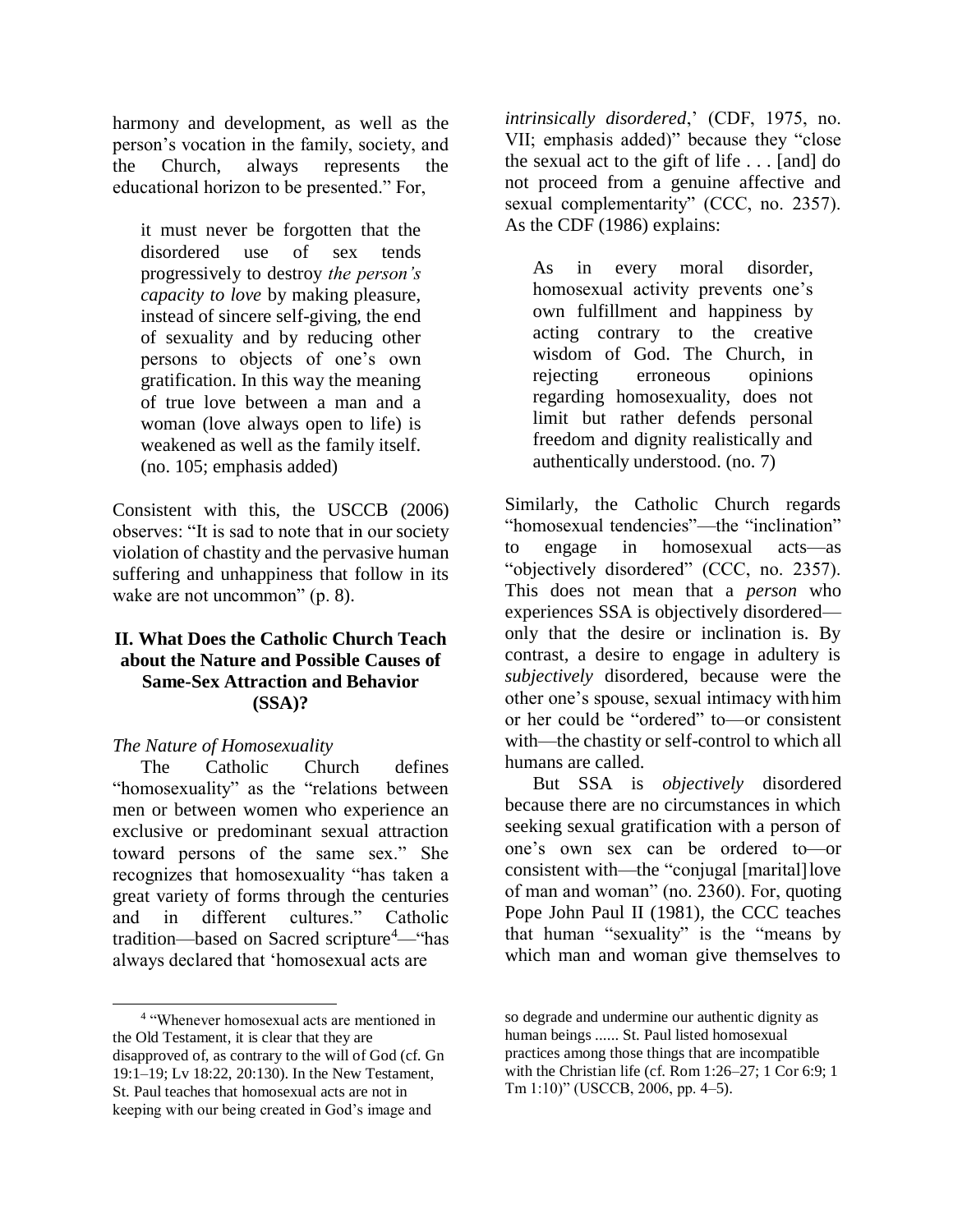harmony and development, as well as the person's vocation in the family, society, and the Church, always represents the educational horizon to be presented." For,

> it must never be forgotten that the disordered use of sex tends progressively to destroy *the person's capacity to love* by making pleasure, instead of sincere self-giving, the end of sexuality and by reducing other persons to objects of one's own gratification. In this way the meaning of true love between a man and a woman (love always open to life) is weakened as well as the family itself. (no. 105; emphasis added)

Consistent with this, the USCCB (2006) observes: "It is sad to note that in our society violation of chastity and the pervasive human suffering and unhappiness that follow in its wake are not uncommon" (p. 8).

## II. What Does the Catholic Church Teach about the Nature and Possible Causes of Same-Sex Attraction and Behavior (SSA)?

### *The Nature of Homosexuality*

The Catholic Church defines "homosexuality" as the "relations between men or between women who experience an exclusive or predominant sexual attraction toward persons of the same sex." She recognizes that homosexuality "has taken a great variety of forms through the centuries and in different cultures." Catholic tradition—based on Sacred scripture[4]—"has always declared that 'homosexual acts are *intrinsically disordered*,' (CDF, 1975, no. VII; emphasis added)" because they "close the sexual act to the gift of life . . . [and] do not proceed from a genuine affective and sexual complementarity" (CCC, no. 2357). As the CDF (1986) explains:

> As in every moral disorder, homosexual activity prevents one's own fulfillment and happiness by acting contrary to the creative wisdom of God. The Church, in rejecting erroneous opinions regarding homosexuality, does not limit but rather defends personal freedom and dignity realistically and authentically understood. (no. 7)

Similarly, the Catholic Church regards "homosexual tendencies"—the "inclination" to engage in homosexual acts—as "objectively disordered" (CCC, no. 2357). This does not mean that a *person* who experiences SSA is objectively disordered—only that the desire or inclination is. By contrast, a desire to engage in adultery is *subjectively* disordered, because were the other one's spouse, sexual intimacy with him or her could be "ordered" to—or consistent with—the chastity or self-control to which all humans are called.

But SSA is *objectively* disordered because there are no circumstances in which seeking sexual gratification with a person of one's own sex can be ordered to—or consistent with—the "conjugal [marital] love of man and woman" (no. 2360). For, quoting Pope John Paul II (1981), the CCC teaches that human "sexuality" is the "means by which man and woman give themselves to

---

[4] "Whenever homosexual acts are mentioned in the Old Testament, it is clear that they are disapproved of, as contrary to the will of God (cf. Gn 19:1–19; Lv 18:22, 20:130). In the New Testament, St. Paul teaches that homosexual acts are not in keeping with our being created in God's image and so degrade and undermine our authentic dignity as human beings ...... St. Paul listed homosexual practices among those things that are incompatible with the Christian life (cf. Rom 1:26–27; 1 Cor 6:9; 1 Tm 1:10)" (USCCB, 2006, pp. 4–5).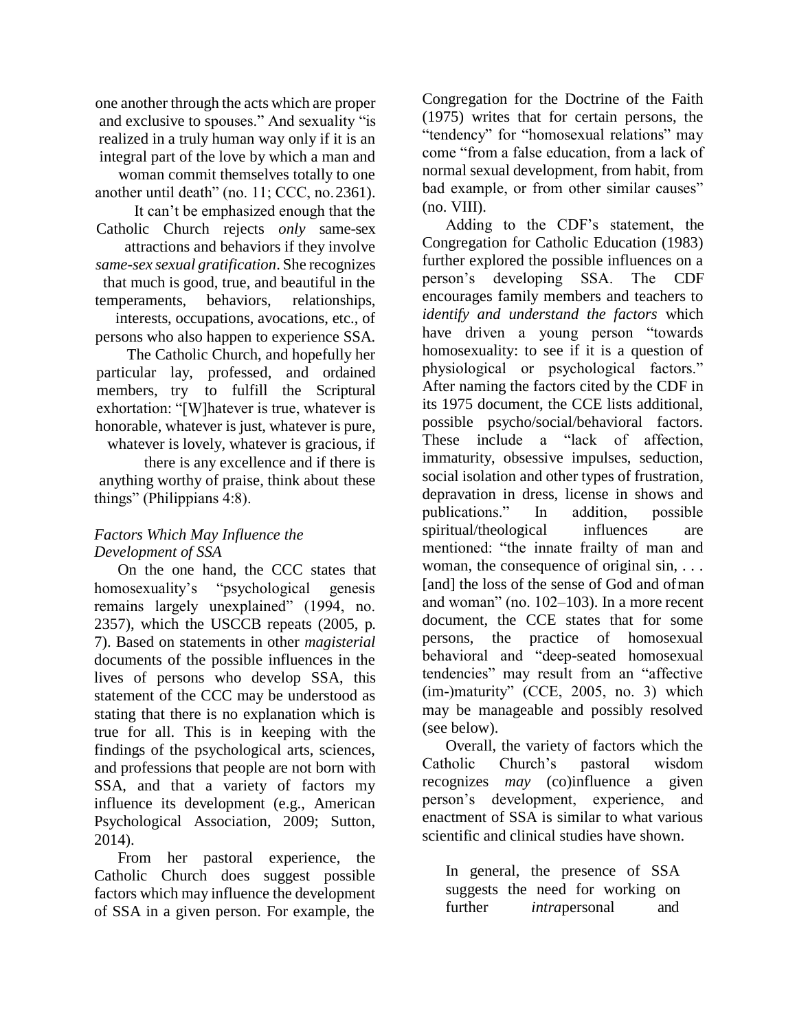one another through the acts which are proper and exclusive to spouses." And sexuality "is realized in a truly human way only if it is an integral part of the love by which a man and woman commit themselves totally to one another until death" (no. 11; CCC, no. 2361).

It can't be emphasized enough that the Catholic Church rejects *only* same-sex attractions and behaviors if they involve *same-sex sexual gratification*. She recognizes that much is good, true, and beautiful in the temperaments, behaviors, relationships, interests, occupations, avocations, etc., of persons who also happen to experience SSA.

The Catholic Church, and hopefully her particular lay, professed, and ordained members, try to fulfill the Scriptural exhortation: "[W]hatever is true, whatever is honorable, whatever is just, whatever is pure, whatever is lovely, whatever is gracious, if there is any excellence and if there is anything worthy of praise, think about these things" (Philippians 4:8).

### *Factors Which May Influence the Development of SSA*

On the one hand, the CCC states that homosexuality's "psychological genesis remains largely unexplained" (1994, no. 2357), which the USCCB repeats (2005, p. 7). Based on statements in other *magisterial* documents of the possible influences in the lives of persons who develop SSA, this statement of the CCC may be understood as stating that there is no explanation which is true for all. This is in keeping with the findings of the psychological arts, sciences, and professions that people are not born with SSA, and that a variety of factors my influence its development (e.g., American Psychological Association, 2009; Sutton, 2014).

From her pastoral experience, the Catholic Church does suggest possible factors which may influence the development of SSA in a given person. For example, the Congregation for the Doctrine of the Faith (1975) writes that for certain persons, the "tendency" for "homosexual relations" may come "from a false education, from a lack of normal sexual development, from habit, from bad example, or from other similar causes" (no. VIII).

Adding to the CDF's statement, the Congregation for Catholic Education (1983) further explored the possible influences on a person's developing SSA. The CDF encourages family members and teachers to *identify and understand the factors* which have driven a young person "towards homosexuality: to see if it is a question of physiological or psychological factors." After naming the factors cited by the CDF in its 1975 document, the CCE lists additional, possible psycho/social/behavioral factors. These include a "lack of affection, immaturity, obsessive impulses, seduction, social isolation and other types of frustration, depravation in dress, license in shows and publications." In addition, possible spiritual/theological influences are mentioned: "the innate frailty of man and woman, the consequence of original sin, . . . [and] the loss of the sense of God and of man and woman" (no. 102–103). In a more recent document, the CCE states that for some persons, the practice of homosexual behavioral and "deep-seated homosexual tendencies" may result from an "affective (im-)maturity" (CCE, 2005, no. 3) which may be manageable and possibly resolved (see below).

Overall, the variety of factors which the Catholic Church's pastoral wisdom recognizes *may* (co)influence a given person's development, experience, and enactment of SSA is similar to what various scientific and clinical studies have shown.

> In general, the presence of SSA suggests the need for working on further *intra*personal and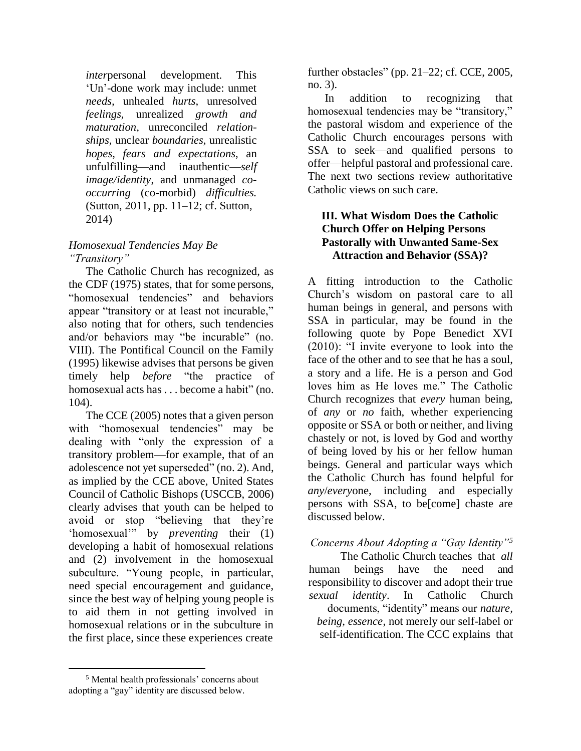*inter*personal development. This 'Un'-done work may include: unmet *needs*, unhealed *hurts*, unresolved *feelings*, unrealized *growth and maturation*, unreconciled *relationships*, unclear *boundaries*, unrealistic *hopes, fears and expectations*, an unfulfilling—and inauthentic—*self image/identity*, and unmanaged *co-occurring* (co-morbid) *difficulties.* (Sutton, 2011, pp. 11–12; cf. Sutton, 2014)

### *Homosexual Tendencies May Be "Transitory"*

The Catholic Church has recognized, as the CDF (1975) states, that for some persons, "homosexual tendencies" and behaviors appear "transitory or at least not incurable," also noting that for others, such tendencies and/or behaviors may "be incurable" (no. VIII). The Pontifical Council on the Family (1995) likewise advises that persons be given timely help *before* "the practice of homosexual acts has . . . become a habit" (no. 104).

The CCE (2005) notes that a given person with "homosexual tendencies" may be dealing with "only the expression of a transitory problem—for example, that of an adolescence not yet superseded" (no. 2). And, as implied by the CCE above, United States Council of Catholic Bishops (USCCB, 2006) clearly advises that youth can be helped to avoid or stop "believing that they're 'homosexual'" by *preventing* their (1) developing a habit of homosexual relations and (2) involvement in the homosexual subculture. "Young people, in particular, need special encouragement and guidance, since the best way of helping young people is to aid them in not getting involved in homosexual relations or in the subculture in the first place, since these experiences create further obstacles" (pp. 21–22; cf. CCE, 2005, no. 3).

In addition to recognizing that homosexual tendencies may be "transitory," the pastoral wisdom and experience of the Catholic Church encourages persons with SSA to seek—and qualified persons to offer—helpful pastoral and professional care. The next two sections review authoritative Catholic views on such care.

## III. What Wisdom Does the Catholic Church Offer on Helping Persons Pastorally with Unwanted Same-Sex Attraction and Behavior (SSA)?

A fitting introduction to the Catholic Church's wisdom on pastoral care to all human beings in general, and persons with SSA in particular, may be found in the following quote by Pope Benedict XVI (2010): "I invite everyone to look into the face of the other and to see that he has a soul, a story and a life. He is a person and God loves him as He loves me." The Catholic Church recognizes that *every* human being, of *any* or *no* faith, whether experiencing opposite or SSA or both or neither, and living chastely or not, is loved by God and worthy of being loved by his or her fellow human beings. General and particular ways which the Catholic Church has found helpful for *any*/*every*one, including and especially persons with SSA, to be[come] chaste are discussed below.

### *Concerns About Adopting a "Gay Identity"*[5]

The Catholic Church teaches that *all* human beings have the need and responsibility to discover and adopt their true *sexual identity*. In Catholic Church documents, "identity" means our *nature, being, essence*, not merely our self-label or self-identification. The CCC explains that

[5] Mental health professionals' concerns about adopting a "gay" identity are discussed below.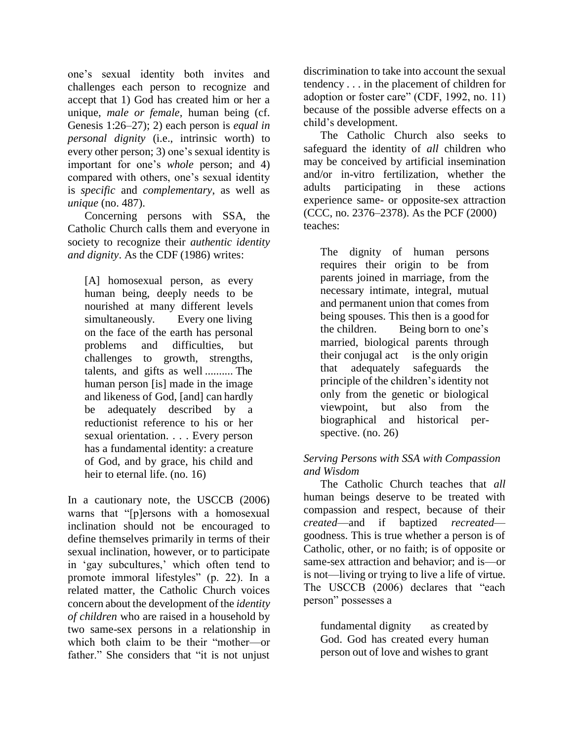one's sexual identity both invites and challenges each person to recognize and accept that 1) God has created him or her a unique, *male or female*, human being (cf. Genesis 1:26–27); 2) each person is *equal in personal dignity* (i.e., intrinsic worth) to every other person; 3) one's sexual identity is important for one's *whole* person; and 4) compared with others, one's sexual identity is *specific* and *complementary*, as well as *unique* (no. 487).

Concerning persons with SSA, the Catholic Church calls them and everyone in society to recognize their *authentic identity and dignity*. As the CDF (1986) writes:

> [A] homosexual person, as every human being, deeply needs to be nourished at many different levels simultaneously. Every one living on the face of the earth has personal problems and difficulties, but challenges to growth, strengths, talents, and gifts as well .......... The human person [is] made in the image and likeness of God, [and] can hardly be adequately described by a reductionist reference to his or her sexual orientation. . . . Every person has a fundamental identity: a creature of God, and by grace, his child and heir to eternal life. (no. 16)

In a cautionary note, the USCCB (2006) warns that "[p]ersons with a homosexual inclination should not be encouraged to define themselves primarily in terms of their sexual inclination, however, or to participate in 'gay subcultures,' which often tend to promote immoral lifestyles" (p. 22). In a related matter, the Catholic Church voices concern about the development of the *identity of children* who are raised in a household by two same-sex persons in a relationship in which both claim to be their "mother—or father." She considers that "it is not unjust discrimination to take into account the sexual tendency . . . in the placement of children for adoption or foster care" (CDF, 1992, no. 11) because of the possible adverse effects on a child's development.

The Catholic Church also seeks to safeguard the identity of *all* children who may be conceived by artificial insemination and/or in-vitro fertilization, whether the adults participating in these actions experience same- or opposite-sex attraction (CCC, no. 2376–2378). As the PCF (2000) teaches:

> The dignity of human persons requires their origin to be from parents joined in marriage, from the necessary intimate, integral, mutual and permanent union that comes from being spouses. This then is a good for the children. Being born to one's married, biological parents through their conjugal act is the only origin that adequately safeguards the principle of the children's identity not only from the genetic or biological viewpoint, but also from the biographical and historical perspective. (no. 26)

*Serving Persons with SSA with Compassion and Wisdom*

The Catholic Church teaches that *all* human beings deserve to be treated with compassion and respect, because of their *created*—and if baptized *recreated*—goodness. This is true whether a person is of Catholic, other, or no faith; is of opposite or same-sex attraction and behavior; and is—or is not—living or trying to live a life of virtue. The USCCB (2006) declares that "each person" possesses a

> fundamental dignity as created by God. God has created every human person out of love and wishes to grant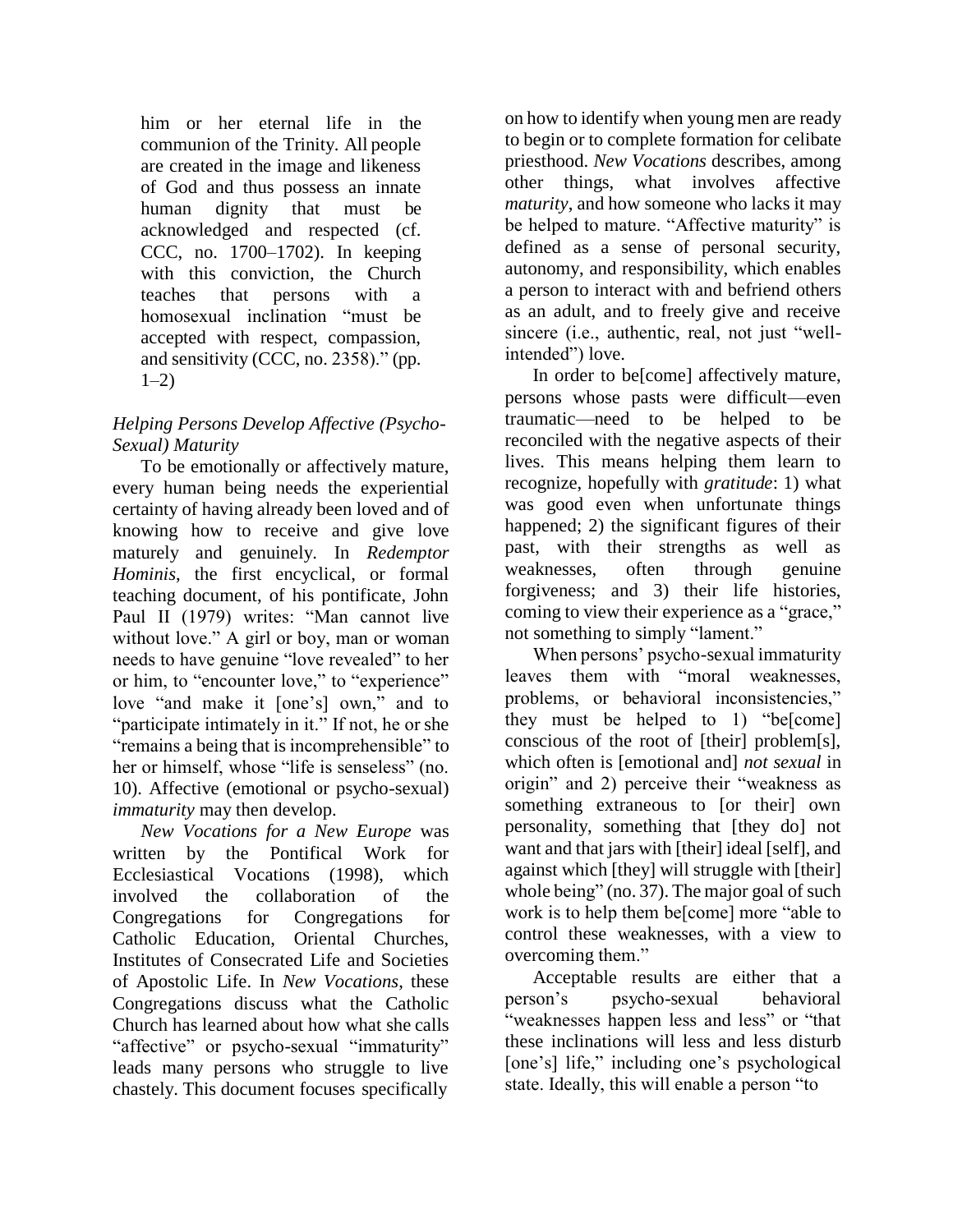him or her eternal life in the communion of the Trinity. All people are created in the image and likeness of God and thus possess an innate human dignity that must be acknowledged and respected (cf. CCC, no. 1700–1702). In keeping with this conviction, the Church teaches that persons with a homosexual inclination "must be accepted with respect, compassion, and sensitivity (CCC, no. 2358)." (pp. 1–2)

*Helping Persons Develop Affective (Psycho-Sexual) Maturity*

To be emotionally or affectively mature, every human being needs the experiential certainty of having already been loved and of knowing how to receive and give love maturely and genuinely. In *Redemptor Hominis*, the first encyclical, or formal teaching document, of his pontificate, John Paul II (1979) writes: "Man cannot live without love." A girl or boy, man or woman needs to have genuine "love revealed" to her or him, to "encounter love," to "experience" love "and make it [one's] own," and to "participate intimately in it." If not, he or she "remains a being that is incomprehensible" to her or himself, whose "life is senseless" (no. 10). Affective (emotional or psycho-sexual) *immaturity* may then develop.

*New Vocations for a New Europe* was written by the Pontifical Work for Ecclesiastical Vocations (1998), which involved the collaboration of the Congregations for Congregations for Catholic Education, Oriental Churches, Institutes of Consecrated Life and Societies of Apostolic Life. In *New Vocations*, these Congregations discuss what the Catholic Church has learned about how what she calls "affective" or psycho-sexual "immaturity" leads many persons who struggle to live chastely. This document focuses specifically on how to identify when young men are ready to begin or to complete formation for celibate priesthood. *New Vocations* describes, among other things, what involves affective *maturity*, and how someone who lacks it may be helped to mature. "Affective maturity" is defined as a sense of personal security, autonomy, and responsibility, which enables a person to interact with and befriend others as an adult, and to freely give and receive sincere (i.e., authentic, real, not just "well-intended") love.

In order to be[come] affectively mature, persons whose pasts were difficult—even traumatic—need to be helped to be reconciled with the negative aspects of their lives. This means helping them learn to recognize, hopefully with *gratitude*: 1) what was good even when unfortunate things happened; 2) the significant figures of their past, with their strengths as well as weaknesses, often through genuine forgiveness; and 3) their life histories, coming to view their experience as a "grace," not something to simply "lament."

When persons' psycho-sexual immaturity leaves them with "moral weaknesses, problems, or behavioral inconsistencies," they must be helped to 1) "be[come] conscious of the root of [their] problem[s], which often is [emotional and] *not sexual* in origin" and 2) perceive their "weakness as something extraneous to [or their] own personality, something that [they do] not want and that jars with [their] ideal [self], and against which [they] will struggle with [their] whole being" (no. 37). The major goal of such work is to help them be[come] more "able to control these weaknesses, with a view to overcoming them."

Acceptable results are either that a person's psycho-sexual behavioral "weaknesses happen less and less" or "that these inclinations will less and less disturb [one's] life," including one's psychological state. Ideally, this will enable a person "to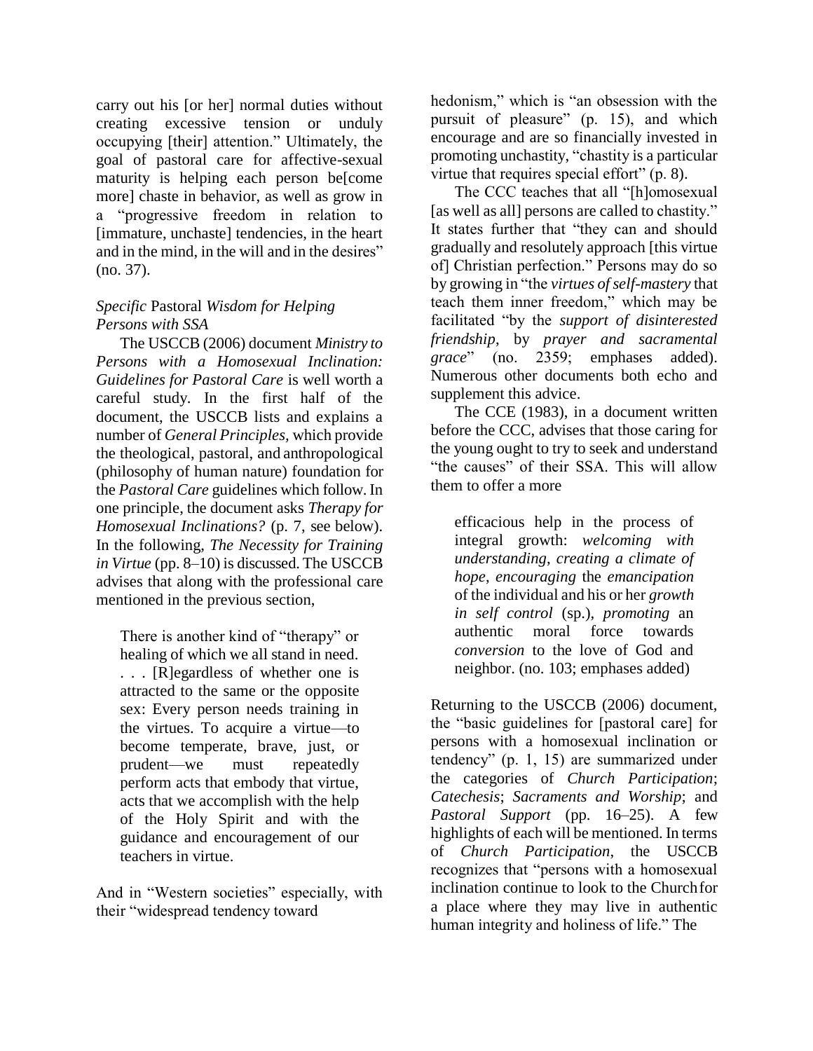carry out his [or her] normal duties without creating excessive tension or unduly occupying [their] attention." Ultimately, the goal of pastoral care for affective-sexual maturity is helping each person be[come more] chaste in behavior, as well as grow in a "progressive freedom in relation to [immature, unchaste] tendencies, in the heart and in the mind, in the will and in the desires" (no. 37).

### *Specific* Pastoral *Wisdom for Helping Persons with SSA*

The USCCB (2006) document *Ministry to Persons with a Homosexual Inclination: Guidelines for Pastoral Care* is well worth a careful study. In the first half of the document, the USCCB lists and explains a number of *General Principles*, which provide the theological, pastoral, and anthropological (philosophy of human nature) foundation for the *Pastoral Care* guidelines which follow. In one principle, the document asks *Therapy for Homosexual Inclinations?* (p. 7, see below). In the following, *The Necessity for Training in Virtue* (pp. 8–10) is discussed. The USCCB advises that along with the professional care mentioned in the previous section,

> There is another kind of "therapy" or healing of which we all stand in need. . . . [R]egardless of whether one is attracted to the same or the opposite sex: Every person needs training in the virtues. To acquire a virtue—to become temperate, brave, just, or prudent—we must repeatedly perform acts that embody that virtue, acts that we accomplish with the help of the Holy Spirit and with the guidance and encouragement of our teachers in virtue.

And in "Western societies" especially, with their "widespread tendency toward hedonism," which is "an obsession with the pursuit of pleasure" (p. 15), and which encourage and are so financially invested in promoting unchastity, "chastity is a particular virtue that requires special effort" (p. 8).

The CCC teaches that all "[h]omosexual [as well as all] persons are called to chastity." It states further that "they can and should gradually and resolutely approach [this virtue of] Christian perfection." Persons may do so by growing in "the *virtues of self-mastery* that teach them inner freedom," which may be facilitated "by the *support of disinterested friendship*, by *prayer and sacramental grace*" (no. 2359; emphases added). Numerous other documents both echo and supplement this advice.

The CCE (1983), in a document written before the CCC, advises that those caring for the young ought to try to seek and understand "the causes" of their SSA. This will allow them to offer a more

> efficacious help in the process of integral growth: *welcoming with understanding*, *creating a climate of hope*, *encouraging* the *emancipation* of the individual and his or her *growth in self control* (sp.), *promoting* an authentic moral force towards *conversion* to the love of God and neighbor. (no. 103; emphases added)

Returning to the USCCB (2006) document, the "basic guidelines for [pastoral care] for persons with a homosexual inclination or tendency" (p. 1, 15) are summarized under the categories of *Church Participation*; *Catechesis*; *Sacraments and Worship*; and *Pastoral Support* (pp. 16–25). A few highlights of each will be mentioned. In terms of *Church Participation*, the USCCB recognizes that "persons with a homosexual inclination continue to look to the Church for a place where they may live in authentic human integrity and holiness of life." The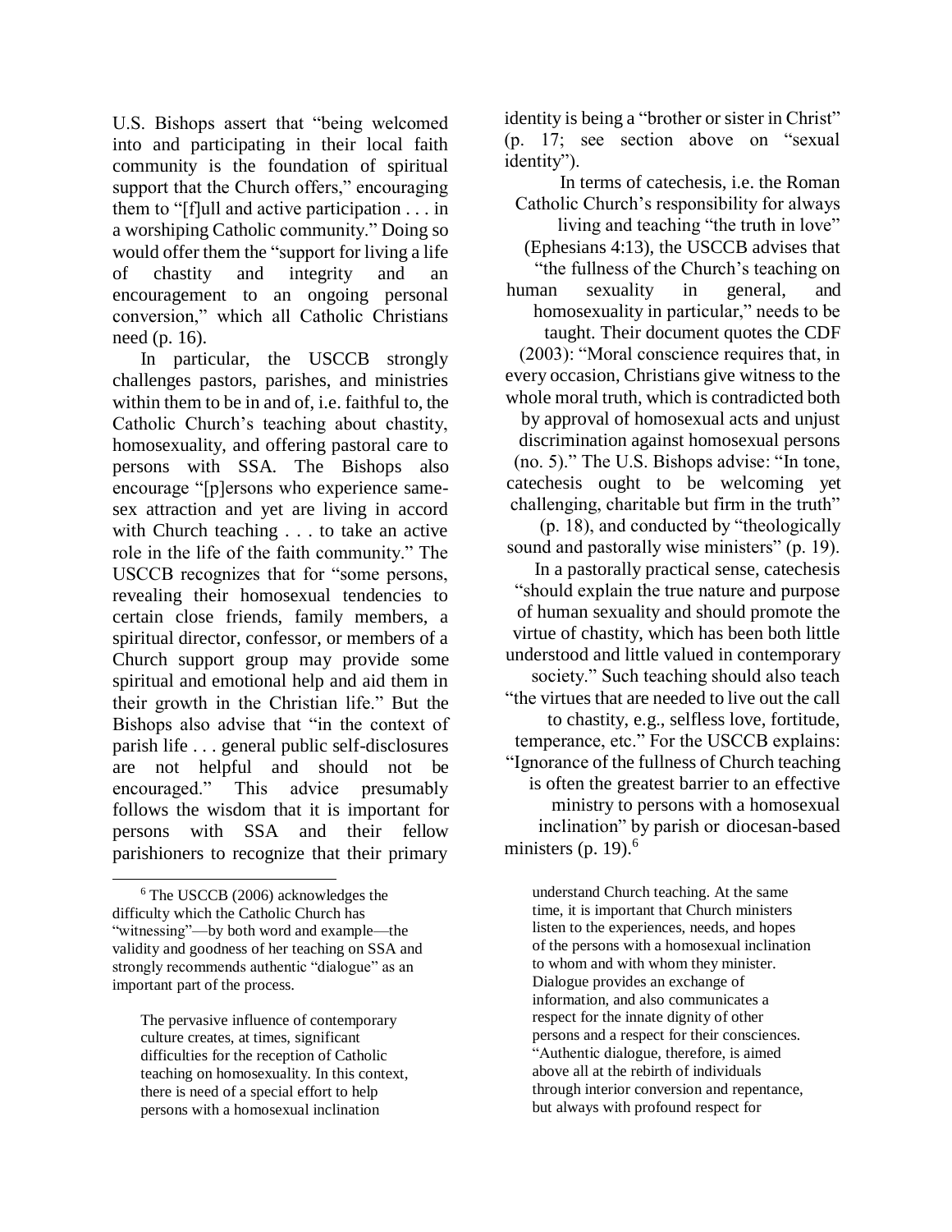U.S. Bishops assert that "being welcomed into and participating in their local faith community is the foundation of spiritual support that the Church offers," encouraging them to "[f]ull and active participation . . . in a worshiping Catholic community." Doing so would offer them the "support for living a life of chastity and integrity and an encouragement to an ongoing personal conversion," which all Catholic Christians need (p. 16).

In particular, the USCCB strongly challenges pastors, parishes, and ministries within them to be in and of, i.e. faithful to, the Catholic Church's teaching about chastity, homosexuality, and offering pastoral care to persons with SSA. The Bishops also encourage "[p]ersons who experience same-sex attraction and yet are living in accord with Church teaching . . . to take an active role in the life of the faith community." The USCCB recognizes that for "some persons, revealing their homosexual tendencies to certain close friends, family members, a spiritual director, confessor, or members of a Church support group may provide some spiritual and emotional help and aid them in their growth in the Christian life." But the Bishops also advise that "in the context of parish life . . . general public self-disclosures are not helpful and should not be encouraged." This advice presumably follows the wisdom that it is important for persons with SSA and their fellow parishioners to recognize that their primary identity is being a "brother or sister in Christ" (p. 17; see section above on "sexual identity").

In terms of catechesis, i.e. the Roman Catholic Church's responsibility for always living and teaching "the truth in love" (Ephesians 4:13), the USCCB advises that "the fullness of the Church's teaching on human sexuality in general, and homosexuality in particular," needs to be taught. Their document quotes the CDF (2003): "Moral conscience requires that, in every occasion, Christians give witness to the whole moral truth, which is contradicted both by approval of homosexual acts and unjust discrimination against homosexual persons (no. 5)." The U.S. Bishops advise: "In tone, catechesis ought to be welcoming yet challenging, charitable but firm in the truth" (p. 18), and conducted by "theologically sound and pastorally wise ministers" (p. 19). In a pastorally practical sense, catechesis "should explain the true nature and purpose of human sexuality and should promote the virtue of chastity, which has been both little understood and little valued in contemporary society." Such teaching should also teach "the virtues that are needed to live out the call to chastity, e.g., selfless love, fortitude, temperance, etc." For the USCCB explains: "Ignorance of the fullness of Church teaching is often the greatest barrier to an effective ministry to persons with a homosexual inclination" by parish or diocesan-based ministers (p. 19).[6]

---

[6] The USCCB (2006) acknowledges the difficulty which the Catholic Church has "witnessing"—by both word and example—the validity and goodness of her teaching on SSA and strongly recommends authentic "dialogue" as an important part of the process.

> The pervasive influence of contemporary culture creates, at times, significant difficulties for the reception of Catholic teaching on homosexuality. In this context, there is need of a special effort to help persons with a homosexual inclination understand Church teaching. At the same time, it is important that Church ministers listen to the experiences, needs, and hopes of the persons with a homosexual inclination to whom and with whom they minister. Dialogue provides an exchange of information, and also communicates a respect for the innate dignity of other persons and a respect for their consciences. "Authentic dialogue, therefore, is aimed above all at the rebirth of individuals through interior conversion and repentance, but always with profound respect for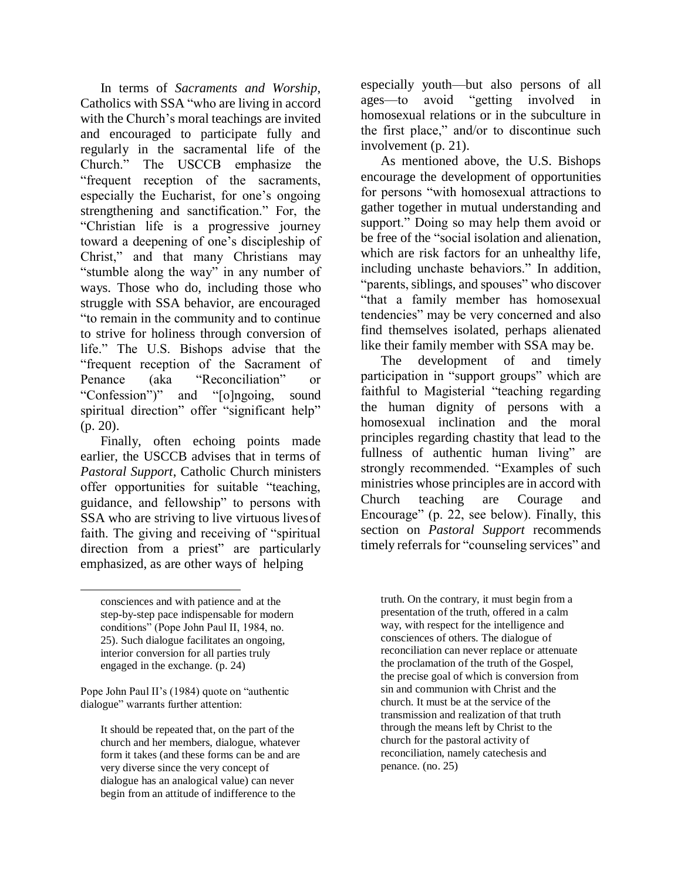In terms of *Sacraments and Worship*, Catholics with SSA "who are living in accord with the Church's moral teachings are invited and encouraged to participate fully and regularly in the sacramental life of the Church." The USCCB emphasize the "frequent reception of the sacraments, especially the Eucharist, for one's ongoing strengthening and sanctification." For, the "Christian life is a progressive journey toward a deepening of one's discipleship of Christ," and that many Christians may "stumble along the way" in any number of ways. Those who do, including those who struggle with SSA behavior, are encouraged "to remain in the community and to continue to strive for holiness through conversion of life." The U.S. Bishops advise that the "frequent reception of the Sacrament of Penance (aka "Reconciliation" or "Confession")" and "[o]ngoing, sound spiritual direction" offer "significant help" (p. 20).

Finally, often echoing points made earlier, the USCCB advises that in terms of *Pastoral Support*, Catholic Church ministers offer opportunities for suitable "teaching, guidance, and fellowship" to persons with SSA who are striving to live virtuous lives of faith. The giving and receiving of "spiritual direction from a priest" are particularly emphasized, as are other ways of helping especially youth—but also persons of all ages—to avoid "getting involved in homosexual relations or in the subculture in the first place," and/or to discontinue such involvement (p. 21).

As mentioned above, the U.S. Bishops encourage the development of opportunities for persons "with homosexual attractions to gather together in mutual understanding and support." Doing so may help them avoid or be free of the "social isolation and alienation, which are risk factors for an unhealthy life, including unchaste behaviors." In addition, "parents, siblings, and spouses" who discover "that a family member has homosexual tendencies" may be very concerned and also find themselves isolated, perhaps alienated like their family member with SSA may be.

The development of and timely participation in "support groups" which are faithful to Magisterial "teaching regarding the human dignity of persons with a homosexual inclination and the moral principles regarding chastity that lead to the fullness of authentic human living" are strongly recommended. "Examples of such ministries whose principles are in accord with Church teaching are Courage and Encourage" (p. 22, see below). Finally, this section on *Pastoral Support* recommends timely referrals for "counseling services" and

---

consciences and with patience and at the step-by-step pace indispensable for modern conditions" (Pope John Paul II, 1984, no. 25). Such dialogue facilitates an ongoing, interior conversion for all parties truly engaged in the exchange. (p. 24)

Pope John Paul II's (1984) quote on "authentic dialogue" warrants further attention:

> It should be repeated that, on the part of the church and her members, dialogue, whatever form it takes (and these forms can be and are very diverse since the very concept of dialogue has an analogical value) can never begin from an attitude of indifference to the truth. On the contrary, it must begin from a presentation of the truth, offered in a calm way, with respect for the intelligence and consciences of others. The dialogue of reconciliation can never replace or attenuate the proclamation of the truth of the Gospel, the precise goal of which is conversion from sin and communion with Christ and the church. It must be at the service of the transmission and realization of that truth through the means left by Christ to the church for the pastoral activity of reconciliation, namely catechesis and penance. (no. 25)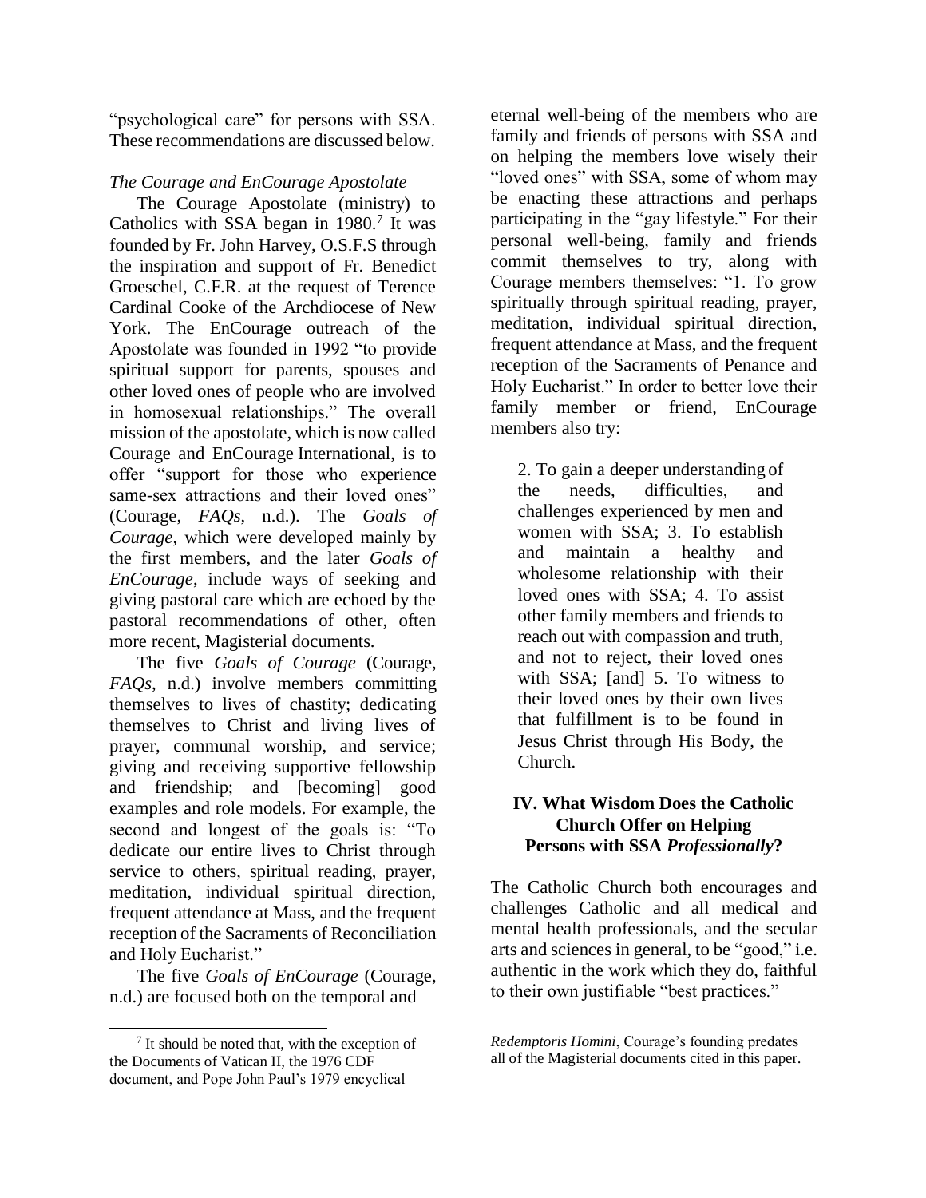"psychological care" for persons with SSA. These recommendations are discussed below.

*The Courage and EnCourage Apostolate*

The Courage Apostolate (ministry) to Catholics with SSA began in 1980.[7] It was founded by Fr. John Harvey, O.S.F.S through the inspiration and support of Fr. Benedict Groeschel, C.F.R. at the request of Terence Cardinal Cooke of the Archdiocese of New York. The EnCourage outreach of the Apostolate was founded in 1992 "to provide spiritual support for parents, spouses and other loved ones of people who are involved in homosexual relationships." The overall mission of the apostolate, which is now called Courage and EnCourage International, is to offer "support for those who experience same-sex attractions and their loved ones" (Courage, *FAQs*, n.d.). The *Goals of Courage*, which were developed mainly by the first members, and the later *Goals of EnCourage*, include ways of seeking and giving pastoral care which are echoed by the pastoral recommendations of other, often more recent, Magisterial documents.

The five *Goals of Courage* (Courage, *FAQs*, n.d.) involve members committing themselves to lives of chastity; dedicating themselves to Christ and living lives of prayer, communal worship, and service; giving and receiving supportive fellowship and friendship; and [becoming] good examples and role models. For example, the second and longest of the goals is: "To dedicate our entire lives to Christ through service to others, spiritual reading, prayer, meditation, individual spiritual direction, frequent attendance at Mass, and the frequent reception of the Sacraments of Reconciliation and Holy Eucharist."

The five *Goals of EnCourage* (Courage, n.d.) are focused both on the temporal and eternal well-being of the members who are family and friends of persons with SSA and on helping the members love wisely their "loved ones" with SSA, some of whom may be enacting these attractions and perhaps participating in the "gay lifestyle." For their personal well-being, family and friends commit themselves to try, along with Courage members themselves: "1. To grow spiritually through spiritual reading, prayer, meditation, individual spiritual direction, frequent attendance at Mass, and the frequent reception of the Sacraments of Penance and Holy Eucharist." In order to better love their family member or friend, EnCourage members also try:

> 2. To gain a deeper understanding of the needs, difficulties, and challenges experienced by men and women with SSA; 3. To establish and maintain a healthy and wholesome relationship with their loved ones with SSA; 4. To assist other family members and friends to reach out with compassion and truth, and not to reject, their loved ones with SSA; [and] 5. To witness to their loved ones by their own lives that fulfillment is to be found in Jesus Christ through His Body, the Church.

## IV. What Wisdom Does the Catholic Church Offer on Helping Persons with SSA *Professionally*?

The Catholic Church both encourages and challenges Catholic and all medical and mental health professionals, and the secular arts and sciences in general, to be "good," i.e. authentic in the work which they do, faithful to their own justifiable "best practices."

---

[7] It should be noted that, with the exception of the Documents of Vatican II, the 1976 CDF document, and Pope John Paul's 1979 encyclical *Redemptoris Homini*, Courage's founding predates all of the Magisterial documents cited in this paper.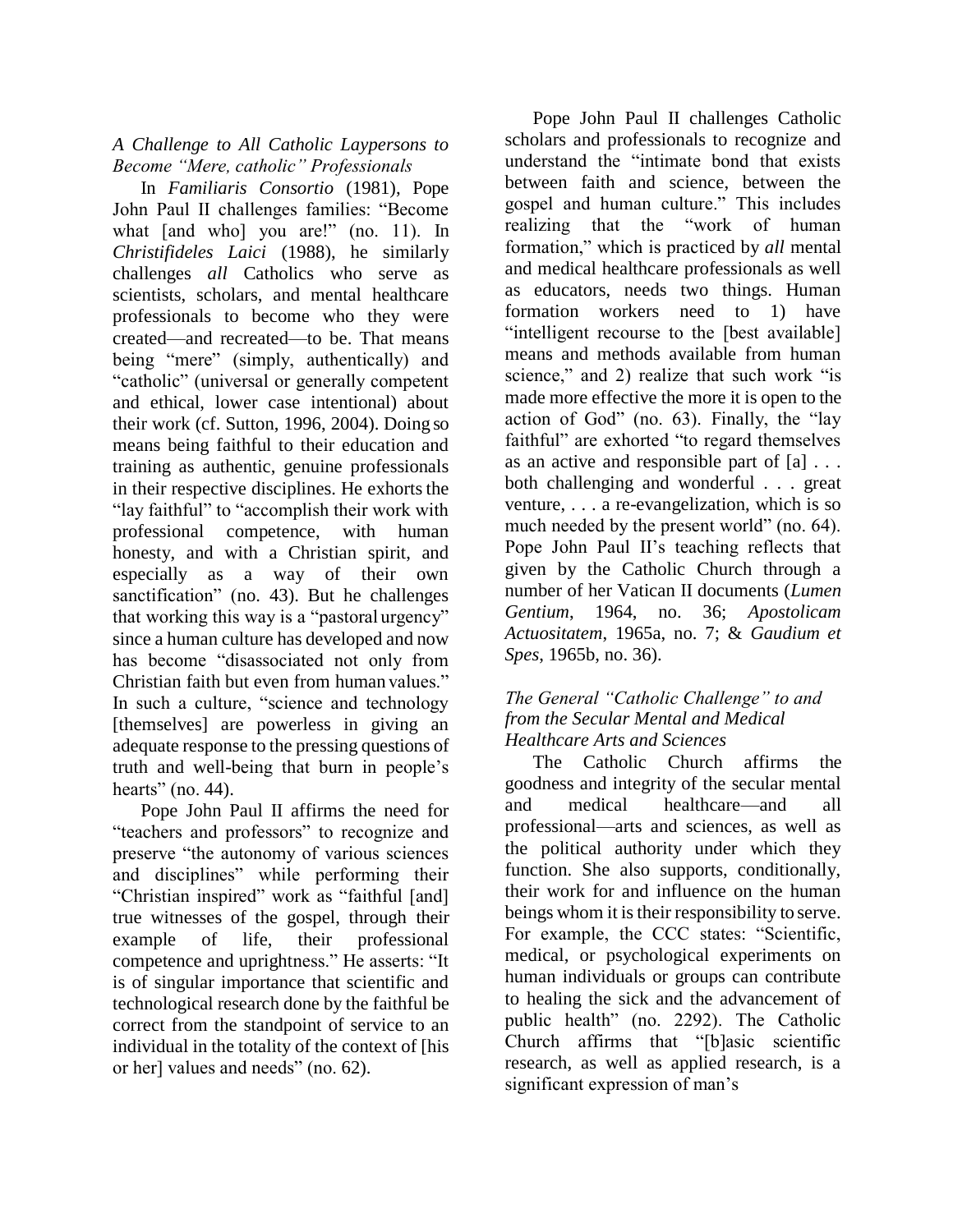*A Challenge to All Catholic Laypersons to Become "Mere, catholic" Professionals*

In *Familiaris Consortio* (1981), Pope John Paul II challenges families: "Become what [and who] you are!" (no. 11). In *Christifideles Laici* (1988), he similarly challenges *all* Catholics who serve as scientists, scholars, and mental healthcare professionals to become who they were created—and recreated—to be. That means being "mere" (simply, authentically) and "catholic" (universal or generally competent and ethical, lower case intentional) about their work (cf. Sutton, 1996, 2004). Doing so means being faithful to their education and training as authentic, genuine professionals in their respective disciplines. He exhorts the "lay faithful" to "accomplish their work with professional competence, with human honesty, and with a Christian spirit, and especially as a way of their own sanctification" (no. 43). But he challenges that working this way is a "pastoral urgency" since a human culture has developed and now has become "disassociated not only from Christian faith but even from human values." In such a culture, "science and technology [themselves] are powerless in giving an adequate response to the pressing questions of truth and well-being that burn in people's hearts" (no. 44).

Pope John Paul II affirms the need for "teachers and professors" to recognize and preserve "the autonomy of various sciences and disciplines" while performing their "Christian inspired" work as "faithful [and] true witnesses of the gospel, through their example of life, their professional competence and uprightness." He asserts: "It is of singular importance that scientific and technological research done by the faithful be correct from the standpoint of service to an individual in the totality of the context of [his or her] values and needs" (no. 62).

Pope John Paul II challenges Catholic scholars and professionals to recognize and understand the "intimate bond that exists between faith and science, between the gospel and human culture." This includes realizing that the "work of human formation," which is practiced by *all* mental and medical healthcare professionals as well as educators, needs two things. Human formation workers need to 1) have "intelligent recourse to the [best available] means and methods available from human science," and 2) realize that such work "is made more effective the more it is open to the action of God" (no. 63). Finally, the "lay faithful" are exhorted "to regard themselves as an active and responsible part of [a] . . . both challenging and wonderful . . . great venture, . . . a re-evangelization, which is so much needed by the present world" (no. 64). Pope John Paul II's teaching reflects that given by the Catholic Church through a number of her Vatican II documents (*Lumen Gentium*, 1964, no. 36; *Apostolicam Actuositatem*, 1965a, no. 7; & *Gaudium et Spes*, 1965b, no. 36).

*The General "Catholic Challenge" to and from the Secular Mental and Medical Healthcare Arts and Sciences*

The Catholic Church affirms the goodness and integrity of the secular mental and medical healthcare—and all professional—arts and sciences, as well as the political authority under which they function. She also supports, conditionally, their work for and influence on the human beings whom it is their responsibility to serve. For example, the CCC states: "Scientific, medical, or psychological experiments on human individuals or groups can contribute to healing the sick and the advancement of public health" (no. 2292). The Catholic Church affirms that "[b]asic scientific research, as well as applied research, is a significant expression of man's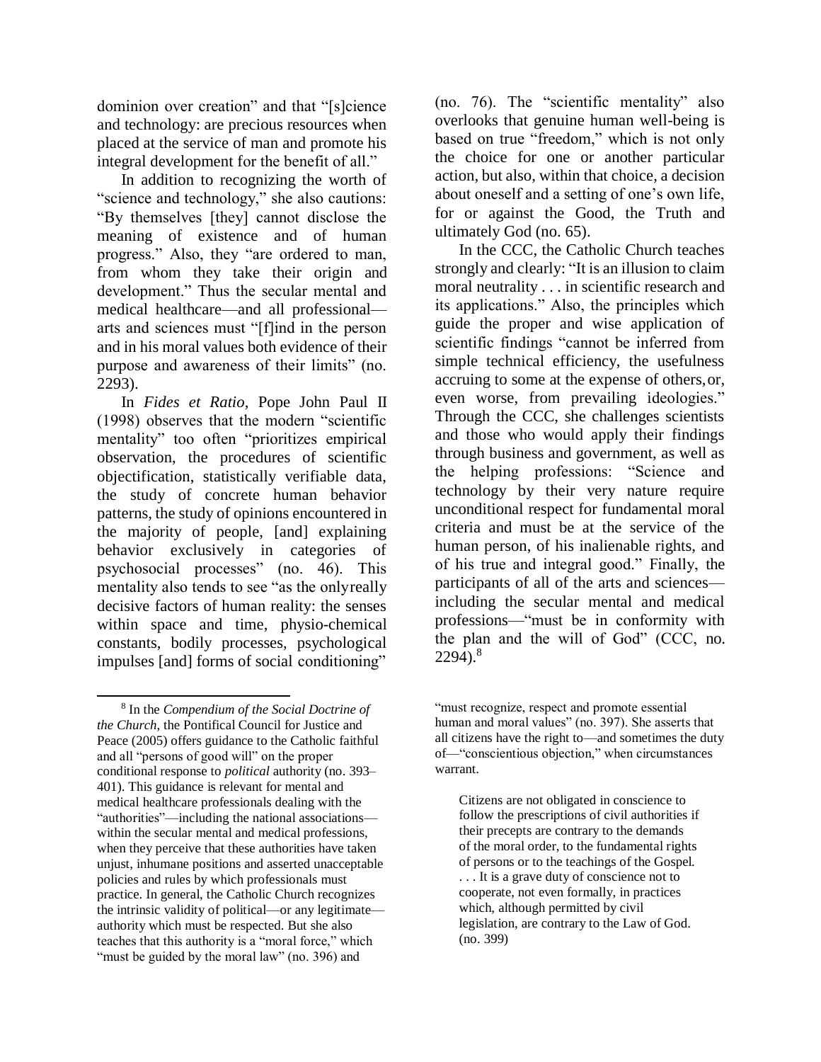dominion over creation" and that "[s]cience and technology: are precious resources when placed at the service of man and promote his integral development for the benefit of all."

In addition to recognizing the worth of "science and technology," she also cautions: "By themselves [they] cannot disclose the meaning of existence and of human progress." Also, they "are ordered to man, from whom they take their origin and development." Thus the secular mental and medical healthcare—and all professional—arts and sciences must "[f]ind in the person and in his moral values both evidence of their purpose and awareness of their limits" (no. 2293).

In *Fides et Ratio*, Pope John Paul II (1998) observes that the modern "scientific mentality" too often "prioritizes empirical observation, the procedures of scientific objectification, statistically verifiable data, the study of concrete human behavior patterns, the study of opinions encountered in the majority of people, [and] explaining behavior exclusively in categories of psychosocial processes" (no. 46). This mentality also tends to see "as the only really decisive factors of human reality: the senses within space and time, physio-chemical constants, bodily processes, psychological impulses [and] forms of social conditioning" (no. 76). The "scientific mentality" also overlooks that genuine human well-being is based on true "freedom," which is not only the choice for one or another particular action, but also, within that choice, a decision about oneself and a setting of one's own life, for or against the Good, the Truth and ultimately God (no. 65).

In the CCC, the Catholic Church teaches strongly and clearly: "It is an illusion to claim moral neutrality . . . in scientific research and its applications." Also, the principles which guide the proper and wise application of scientific findings "cannot be inferred from simple technical efficiency, the usefulness accruing to some at the expense of others, or, even worse, from prevailing ideologies." Through the CCC, she challenges scientists and those who would apply their findings through business and government, as well as the helping professions: "Science and technology by their very nature require unconditional respect for fundamental moral criteria and must be at the service of the human person, of his inalienable rights, and of his true and integral good." Finally, the participants of all of the arts and sciences—including the secular mental and medical professions—"must be in conformity with the plan and the will of God" (CCC, no. 2294).[8]

---

[8] In the *Compendium of the Social Doctrine of the Church*, the Pontifical Council for Justice and Peace (2005) offers guidance to the Catholic faithful and all "persons of good will" on the proper conditional response to *political* authority (no. 393–401). This guidance is relevant for mental and medical healthcare professionals dealing with the "authorities"—including the national associations—within the secular mental and medical professions, when they perceive that these authorities have taken unjust, inhumane positions and asserted unacceptable policies and rules by which professionals must practice. In general, the Catholic Church recognizes the intrinsic validity of political—or any legitimate—authority which must be respected. But she also teaches that this authority is a "moral force," which "must be guided by the moral law" (no. 396) and "must recognize, respect and promote essential human and moral values" (no. 397). She asserts that all citizens have the right to—and sometimes the duty of—"conscientious objection," when circumstances warrant.

> Citizens are not obligated in conscience to follow the prescriptions of civil authorities if their precepts are contrary to the demands of the moral order, to the fundamental rights of persons or to the teachings of the Gospel. . . . It is a grave duty of conscience not to cooperate, not even formally, in practices which, although permitted by civil legislation, are contrary to the Law of God. (no. 399)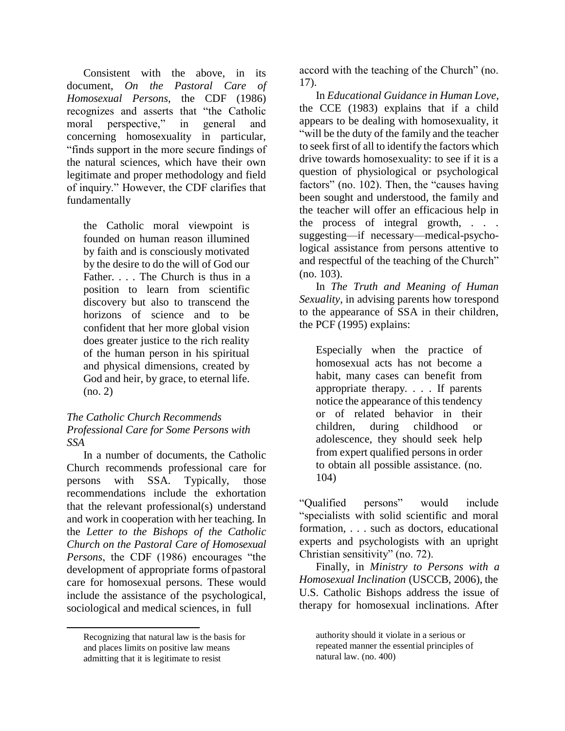Consistent with the above, in its document, *On the Pastoral Care of Homosexual Persons*, the CDF (1986) recognizes and asserts that "the Catholic moral perspective," in general and concerning homosexuality in particular, "finds support in the more secure findings of the natural sciences, which have their own legitimate and proper methodology and field of inquiry." However, the CDF clarifies that fundamentally

> the Catholic moral viewpoint is founded on human reason illumined by faith and is consciously motivated by the desire to do the will of God our Father. . . . The Church is thus in a position to learn from scientific discovery but also to transcend the horizons of science and to be confident that her more global vision does greater justice to the rich reality of the human person in his spiritual and physical dimensions, created by God and heir, by grace, to eternal life. (no. 2)

### *The Catholic Church Recommends Professional Care for Some Persons with SSA*

In a number of documents, the Catholic Church recommends professional care for persons with SSA. Typically, those recommendations include the exhortation that the relevant professional(s) understand and work in cooperation with her teaching. In the *Letter to the Bishops of the Catholic Church on the Pastoral Care of Homosexual Persons*, the CDF (1986) encourages "the development of appropriate forms of pastoral care for homosexual persons. These would include the assistance of the psychological, sociological and medical sciences, in full accord with the teaching of the Church" (no. 17).

In *Educational Guidance in Human Love*, the CCE (1983) explains that if a child appears to be dealing with homosexuality, it "will be the duty of the family and the teacher to seek first of all to identify the factors which drive towards homosexuality: to see if it is a question of physiological or psychological factors" (no. 102). Then, the "causes having been sought and understood, the family and the teacher will offer an efficacious help in the process of integral growth, . . . suggesting—if necessary—medical-psychological assistance from persons attentive to and respectful of the teaching of the Church" (no. 103).

In *The Truth and Meaning of Human Sexuality*, in advising parents how to respond to the appearance of SSA in their children, the PCF (1995) explains:

> Especially when the practice of homosexual acts has not become a habit, many cases can benefit from appropriate therapy. . . . If parents notice the appearance of this tendency or of related behavior in their children, during childhood or adolescence, they should seek help from expert qualified persons in order to obtain all possible assistance. (no. 104)

"Qualified persons" would include "specialists with solid scientific and moral formation, . . . such as doctors, educational experts and psychologists with an upright Christian sensitivity" (no. 72).

Finally, in *Ministry to Persons with a Homosexual Inclination* (USCCB, 2006), the U.S. Catholic Bishops address the issue of therapy for homosexual inclinations. After

---

Recognizing that natural law is the basis for and places limits on positive law means admitting that it is legitimate to resist authority should it violate in a serious or repeated manner the essential principles of natural law. (no. 400)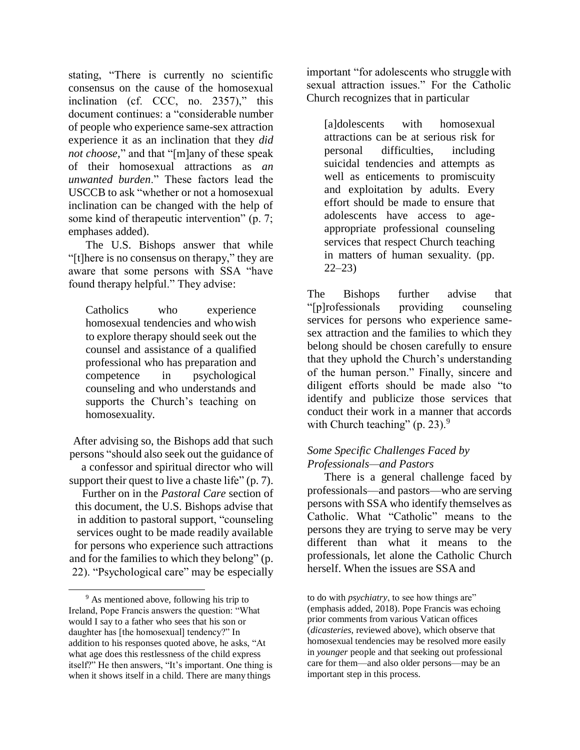stating, "There is currently no scientific consensus on the cause of the homosexual inclination (cf. CCC, no. 2357)," this document continues: a "considerable number of people who experience same-sex attraction experience it as an inclination that they *did not choose*," and that "[m]any of these speak of their homosexual attractions as *an unwanted burden*." These factors lead the USCCB to ask "whether or not a homosexual inclination can be changed with the help of some kind of therapeutic intervention" (p. 7; emphases added).

The U.S. Bishops answer that while "[t]here is no consensus on therapy," they are aware that some persons with SSA "have found therapy helpful." They advise:

> Catholics who experience homosexual tendencies and who wish to explore therapy should seek out the counsel and assistance of a qualified professional who has preparation and competence in psychological counseling and who understands and supports the Church's teaching on homosexuality.

After advising so, the Bishops add that such persons "should also seek out the guidance of a confessor and spiritual director who will support their quest to live a chaste life" (p. 7).

Further on in the *Pastoral Care* section of this document, the U.S. Bishops advise that in addition to pastoral support, "counseling services ought to be made readily available for persons who experience such attractions and for the families to which they belong" (p. 22). "Psychological care" may be especially important "for adolescents who struggle with sexual attraction issues." For the Catholic Church recognizes that in particular

> [a]dolescents with homosexual attractions can be at serious risk for personal difficulties, including suicidal tendencies and attempts as well as enticements to promiscuity and exploitation by adults. Every effort should be made to ensure that adolescents have access to age-appropriate professional counseling services that respect Church teaching in matters of human sexuality. (pp. 22–23)

The Bishops further advise that "[p]rofessionals providing counseling services for persons who experience same-sex attraction and the families to which they belong should be chosen carefully to ensure that they uphold the Church's understanding of the human person." Finally, sincere and diligent efforts should be made also "to identify and publicize those services that conduct their work in a manner that accords with Church teaching" (p. 23).[9]

### *Some Specific Challenges Faced by Professionals—and Pastors*

There is a general challenge faced by professionals—and pastors—who are serving persons with SSA who identify themselves as Catholic. What "Catholic" means to the persons they are trying to serve may be very different than what it means to the professionals, let alone the Catholic Church herself. When the issues are SSA and

---

[9] As mentioned above, following his trip to Ireland, Pope Francis answers the question: "What would I say to a father who sees that his son or daughter has [the homosexual] tendency?" In addition to his responses quoted above, he asks, "At what age does this restlessness of the child express itself?" He then answers, "It's important. One thing is when it shows itself in a child. There are many things to do with *psychiatry*, to see how things are" (emphasis added, 2018). Pope Francis was echoing prior comments from various Vatican offices (*dicasteries*, reviewed above), which observe that homosexual tendencies may be resolved more easily in *younger* people and that seeking out professional care for them—and also older persons—may be an important step in this process.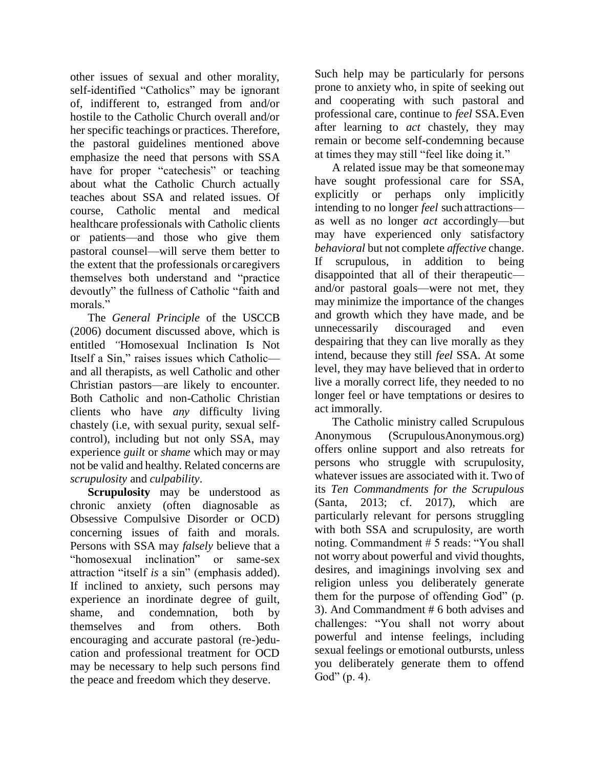other issues of sexual and other morality, self-identified "Catholics" may be ignorant of, indifferent to, estranged from and/or hostile to the Catholic Church overall and/or her specific teachings or practices. Therefore, the pastoral guidelines mentioned above emphasize the need that persons with SSA have for proper "catechesis" or teaching about what the Catholic Church actually teaches about SSA and related issues. Of course, Catholic mental and medical healthcare professionals with Catholic clients or patients—and those who give them pastoral counsel—will serve them better to the extent that the professionals or caregivers themselves both understand and "practice devoutly" the fullness of Catholic "faith and morals."

The *General Principle* of the USCCB (2006) document discussed above, which is entitled *"*Homosexual Inclination Is Not Itself a Sin," raises issues which Catholic—and all therapists, as well Catholic and other Christian pastors—are likely to encounter. Both Catholic and non-Catholic Christian clients who have *any* difficulty living chastely (i.e, with sexual purity, sexual self-control), including but not only SSA, may experience *guilt* or *shame* which may or may not be valid and healthy. Related concerns are *scrupulosity* and *culpability*.

**Scrupulosity** may be understood as chronic anxiety (often diagnosable as Obsessive Compulsive Disorder or OCD) concerning issues of faith and morals. Persons with SSA may *falsely* believe that a "homosexual inclination" or same-sex attraction "itself *is* a sin" (emphasis added). If inclined to anxiety, such persons may experience an inordinate degree of guilt, shame, and condemnation, both by themselves and from others. Both encouraging and accurate pastoral (re-)education and professional treatment for OCD may be necessary to help such persons find the peace and freedom which they deserve.

Such help may be particularly for persons prone to anxiety who, in spite of seeking out and cooperating with such pastoral and professional care, continue to *feel* SSA. Even after learning to *act* chastely, they may remain or become self-condemning because at times they may still "feel like doing it."

A related issue may be that someone may have sought professional care for SSA, explicitly or perhaps only implicitly intending to no longer *feel* such attractions—as well as no longer *act* accordingly—but may have experienced only satisfactory *behavioral* but not complete *affective* change. If scrupulous, in addition to being disappointed that all of their therapeutic—and/or pastoral goals—were not met, they may minimize the importance of the changes and growth which they have made, and be unnecessarily discouraged and even despairing that they can live morally as they intend, because they still *feel* SSA. At some level, they may have believed that in order to live a morally correct life, they needed to no longer feel or have temptations or desires to act immorally.

The Catholic ministry called Scrupulous Anonymous (ScrupulousAnonymous.org) offers online support and also retreats for persons who struggle with scrupulosity, whatever issues are associated with it. Two of its *Ten Commandments for the Scrupulous* (Santa, 2013; cf. 2017), which are particularly relevant for persons struggling with both SSA and scrupulosity, are worth noting. Commandment # 5 reads: "You shall not worry about powerful and vivid thoughts, desires, and imaginings involving sex and religion unless you deliberately generate them for the purpose of offending God" (p. 3). And Commandment # 6 both advises and challenges: "You shall not worry about powerful and intense feelings, including sexual feelings or emotional outbursts, unless you deliberately generate them to offend God" (p. 4).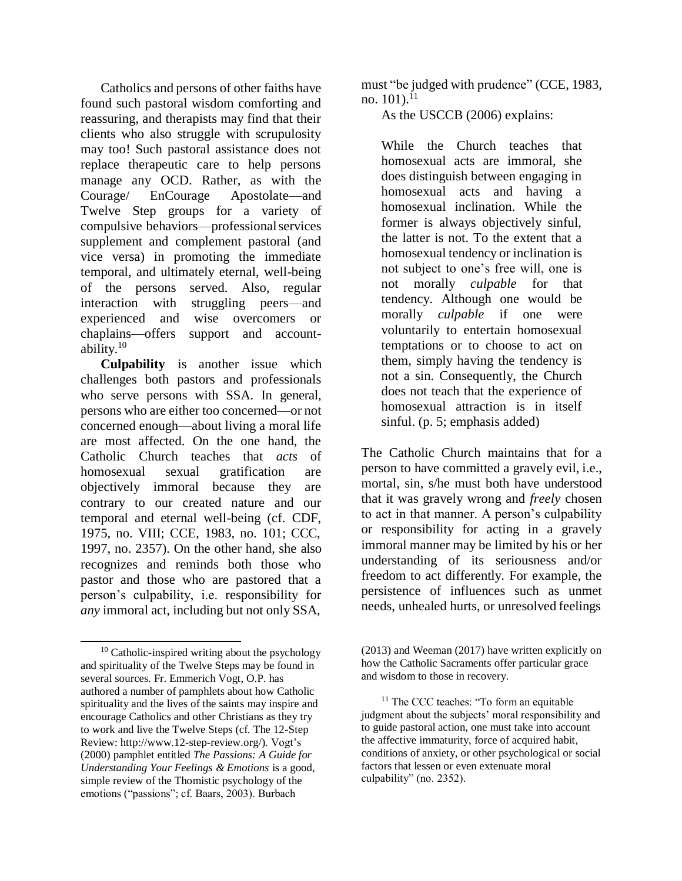Catholics and persons of other faiths have found such pastoral wisdom comforting and reassuring, and therapists may find that their clients who also struggle with scrupulosity may too! Such pastoral assistance does not replace therapeutic care to help persons manage any OCD. Rather, as with the Courage/ EnCourage Apostolate—and Twelve Step groups for a variety of compulsive behaviors—professional services supplement and complement pastoral (and vice versa) in promoting the immediate temporal, and ultimately eternal, well-being of the persons served. Also, regular interaction with struggling peers—and experienced and wise overcomers or chaplains—offers support and accountability.[10]

**Culpability** is another issue which challenges both pastors and professionals who serve persons with SSA. In general, persons who are either too concerned—or not concerned enough—about living a moral life are most affected. On the one hand, the Catholic Church teaches that *acts* of homosexual sexual gratification are objectively immoral because they are contrary to our created nature and our temporal and eternal well-being (cf. CDF, 1975, no. VIII; CCE, 1983, no. 101; CCC, 1997, no. 2357). On the other hand, she also recognizes and reminds both those who pastor and those who are pastored that a person's culpability, i.e. responsibility for *any* immoral act, including but not only SSA, must "be judged with prudence" (CCE, 1983, no. 101).[11]

As the USCCB (2006) explains:

> While the Church teaches that homosexual acts are immoral, she does distinguish between engaging in homosexual acts and having a homosexual inclination. While the former is always objectively sinful, the latter is not. To the extent that a homosexual tendency or inclination is not subject to one's free will, one is not morally *culpable* for that tendency. Although one would be morally *culpable* if one were voluntarily to entertain homosexual temptations or to choose to act on them, simply having the tendency is not a sin. Consequently, the Church does not teach that the experience of homosexual attraction is in itself sinful. (p. 5; emphasis added)

The Catholic Church maintains that for a person to have committed a gravely evil, i.e., mortal, sin, s/he must both have understood that it was gravely wrong and *freely* chosen to act in that manner. A person's culpability or responsibility for acting in a gravely immoral manner may be limited by his or her understanding of its seriousness and/or freedom to act differently. For example, the persistence of influences such as unmet needs, unhealed hurts, or unresolved feelings

---

[10] Catholic-inspired writing about the psychology and spirituality of the Twelve Steps may be found in several sources. Fr. Emmerich Vogt, O.P. has authored a number of pamphlets about how Catholic spirituality and the lives of the saints may inspire and encourage Catholics and other Christians as they try to work and live the Twelve Steps (cf. The 12-Step Review: http://www.12-step-review.org/). Vogt's (2000) pamphlet entitled *The Passions: A Guide for Understanding Your Feelings & Emotions* is a good, simple review of the Thomistic psychology of the emotions ("passions"; cf. Baars, 2003). Burbach (2013) and Weeman (2017) have written explicitly on how the Catholic Sacraments offer particular grace and wisdom to those in recovery.

[11] The CCC teaches: "To form an equitable judgment about the subjects' moral responsibility and to guide pastoral action, one must take into account the affective immaturity, force of acquired habit, conditions of anxiety, or other psychological or social factors that lessen or even extenuate moral culpability" (no. 2352).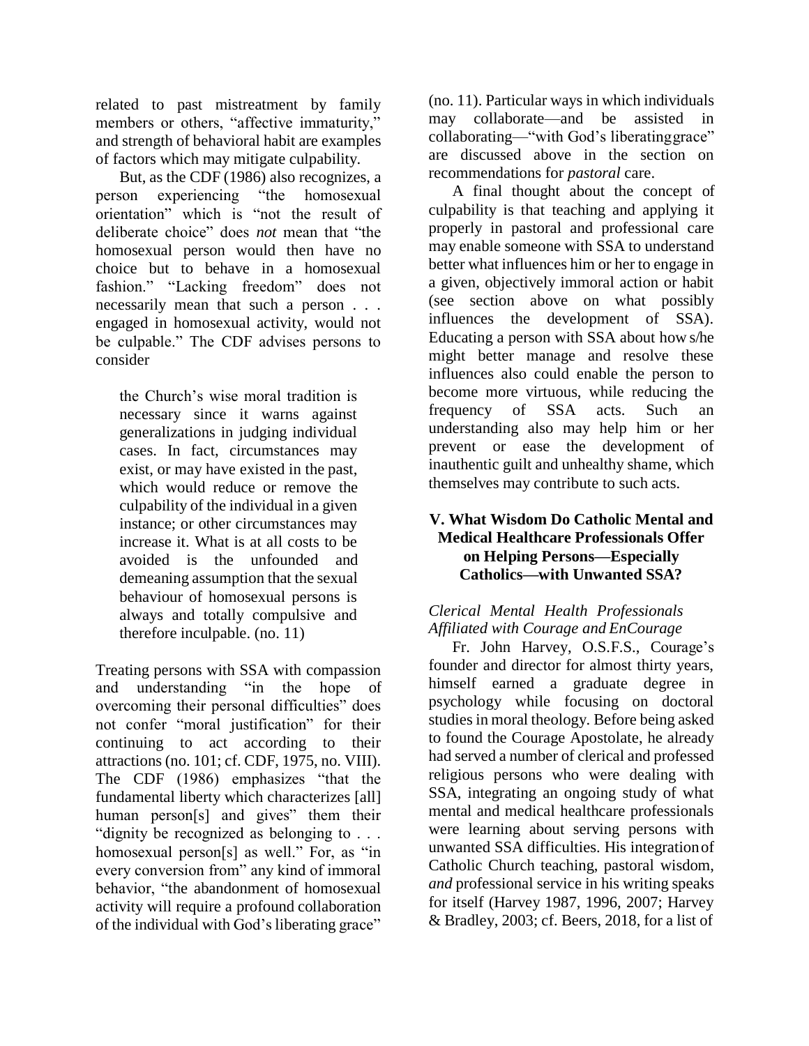related to past mistreatment by family members or others, "affective immaturity," and strength of behavioral habit are examples of factors which may mitigate culpability.

But, as the CDF (1986) also recognizes, a person experiencing "the homosexual orientation" which is "not the result of deliberate choice" does *not* mean that "the homosexual person would then have no choice but to behave in a homosexual fashion." "Lacking freedom" does not necessarily mean that such a person . . . engaged in homosexual activity, would not be culpable." The CDF advises persons to consider

> the Church's wise moral tradition is necessary since it warns against generalizations in judging individual cases. In fact, circumstances may exist, or may have existed in the past, which would reduce or remove the culpability of the individual in a given instance; or other circumstances may increase it. What is at all costs to be avoided is the unfounded and demeaning assumption that the sexual behaviour of homosexual persons is always and totally compulsive and therefore inculpable. (no. 11)

Treating persons with SSA with compassion and understanding "in the hope of overcoming their personal difficulties" does not confer "moral justification" for their continuing to act according to their attractions (no. 101; cf. CDF, 1975, no. VIII). The CDF (1986) emphasizes "that the fundamental liberty which characterizes [all] human person[s] and gives" them their "dignity be recognized as belonging to . . . homosexual person[s] as well." For, as "in every conversion from" any kind of immoral behavior, "the abandonment of homosexual activity will require a profound collaboration of the individual with God's liberating grace" (no. 11). Particular ways in which individuals may collaborate—and be assisted in collaborating—"with God's liberating grace" are discussed above in the section on recommendations for *pastoral* care.

A final thought about the concept of culpability is that teaching and applying it properly in pastoral and professional care may enable someone with SSA to understand better what influences him or her to engage in a given, objectively immoral action or habit (see section above on what possibly influences the development of SSA). Educating a person with SSA about how s/he might better manage and resolve these influences also could enable the person to become more virtuous, while reducing the frequency of SSA acts. Such an understanding also may help him or her prevent or ease the development of inauthentic guilt and unhealthy shame, which themselves may contribute to such acts.

## V. What Wisdom Do Catholic Mental and Medical Healthcare Professionals Offer on Helping Persons—Especially Catholics—with Unwanted SSA?

### *Clerical Mental Health Professionals Affiliated with Courage and EnCourage*

Fr. John Harvey, O.S.F.S., Courage's founder and director for almost thirty years, himself earned a graduate degree in psychology while focusing on doctoral studies in moral theology. Before being asked to found the Courage Apostolate, he already had served a number of clerical and professed religious persons who were dealing with SSA, integrating an ongoing study of what mental and medical healthcare professionals were learning about serving persons with unwanted SSA difficulties. His integration of Catholic Church teaching, pastoral wisdom, *and* professional service in his writing speaks for itself (Harvey 1987, 1996, 2007; Harvey & Bradley, 2003; cf. Beers, 2018, for a list of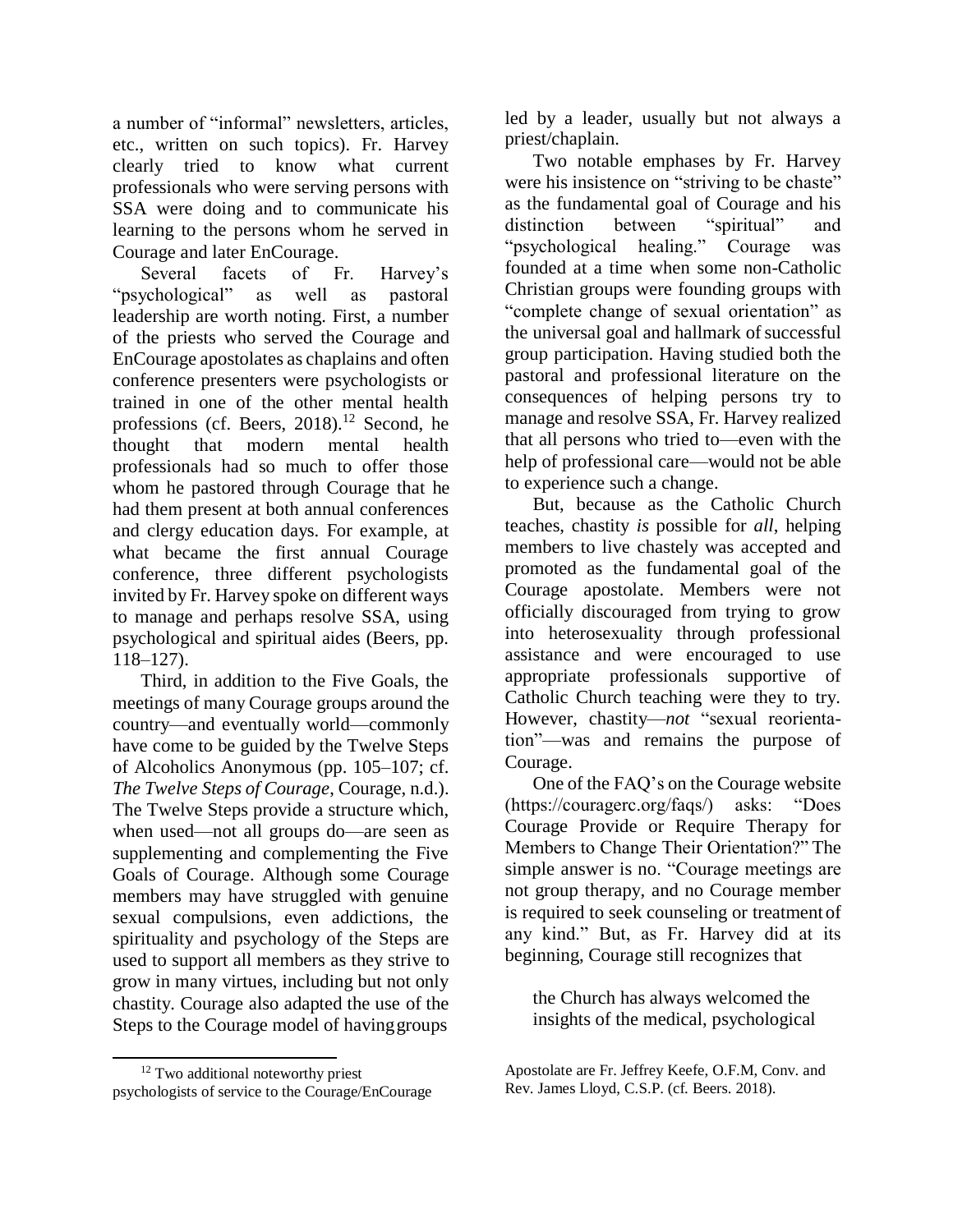a number of "informal" newsletters, articles, etc., written on such topics). Fr. Harvey clearly tried to know what current professionals who were serving persons with SSA were doing and to communicate his learning to the persons whom he served in Courage and later EnCourage.

Several facets of Fr. Harvey's "psychological" as well as pastoral leadership are worth noting. First, a number of the priests who served the Courage and EnCourage apostolates as chaplains and often conference presenters were psychologists or trained in one of the other mental health professions (cf. Beers, 2018).[12] Second, he thought that modern mental health professionals had so much to offer those whom he pastored through Courage that he had them present at both annual conferences and clergy education days. For example, at what became the first annual Courage conference, three different psychologists invited by Fr. Harvey spoke on different ways to manage and perhaps resolve SSA, using psychological and spiritual aides (Beers, pp. 118–127).

Third, in addition to the Five Goals, the meetings of many Courage groups around the country—and eventually world—commonly have come to be guided by the Twelve Steps of Alcoholics Anonymous (pp. 105–107; cf. *The Twelve Steps of Courage*, Courage, n.d.). The Twelve Steps provide a structure which, when used—not all groups do—are seen as supplementing and complementing the Five Goals of Courage. Although some Courage members may have struggled with genuine sexual compulsions, even addictions, the spirituality and psychology of the Steps are used to support all members as they strive to grow in many virtues, including but not only chastity. Courage also adapted the use of the Steps to the Courage model of having groups led by a leader, usually but not always a priest/chaplain.

Two notable emphases by Fr. Harvey were his insistence on "striving to be chaste" as the fundamental goal of Courage and his distinction between "spiritual" and "psychological healing." Courage was founded at a time when some non-Catholic Christian groups were founding groups with "complete change of sexual orientation" as the universal goal and hallmark of successful group participation. Having studied both the pastoral and professional literature on the consequences of helping persons try to manage and resolve SSA, Fr. Harvey realized that all persons who tried to—even with the help of professional care—would not be able to experience such a change.

But, because as the Catholic Church teaches, chastity *is* possible for *all*, helping members to live chastely was accepted and promoted as the fundamental goal of the Courage apostolate. Members were not officially discouraged from trying to grow into heterosexuality through professional assistance and were encouraged to use appropriate professionals supportive of Catholic Church teaching were they to try. However, chastity—*not* "sexual reorientation"—was and remains the purpose of Courage.

One of the FAQ's on the Courage website (https://couragerc.org/faqs/) asks: "Does Courage Provide or Require Therapy for Members to Change Their Orientation?" The simple answer is no. "Courage meetings are not group therapy, and no Courage member is required to seek counseling or treatment of any kind." But, as Fr. Harvey did at its beginning, Courage still recognizes that

> the Church has always welcomed the insights of the medical, psychological

---

[12] Two additional noteworthy priest psychologists of service to the Courage/EnCourage Apostolate are Fr. Jeffrey Keefe, O.F.M, Conv. and Rev. James Lloyd, C.S.P. (cf. Beers. 2018).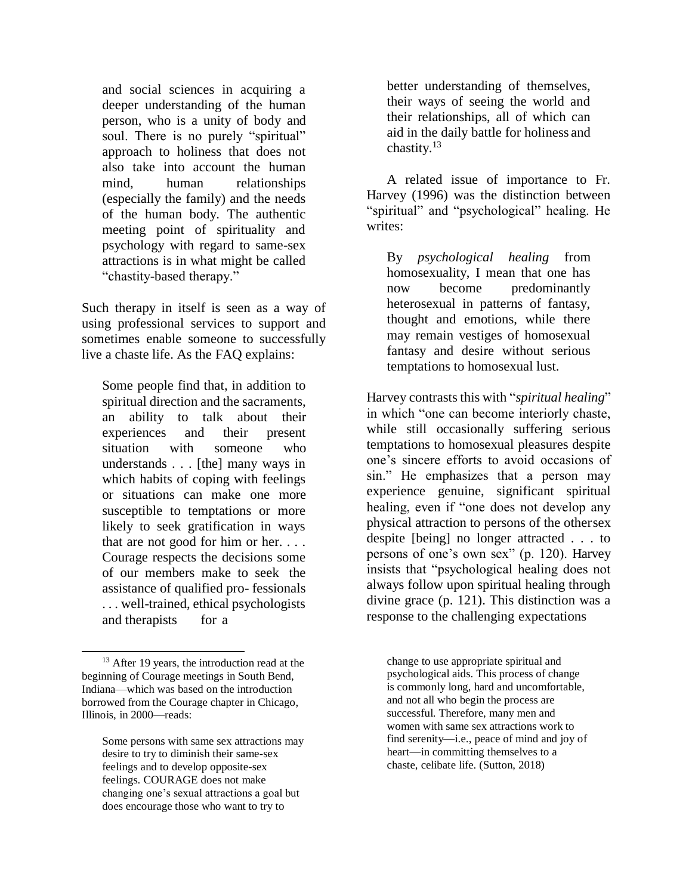and social sciences in acquiring a deeper understanding of the human person, who is a unity of body and soul. There is no purely "spiritual" approach to holiness that does not also take into account the human mind, human relationships (especially the family) and the needs of the human body. The authentic meeting point of spirituality and psychology with regard to same-sex attractions is in what might be called "chastity-based therapy."

Such therapy in itself is seen as a way of using professional services to support and sometimes enable someone to successfully live a chaste life. As the FAQ explains:

> Some people find that, in addition to spiritual direction and the sacraments, an ability to talk about their experiences and their present situation with someone who understands . . . [the] many ways in which habits of coping with feelings or situations can make one more susceptible to temptations or more likely to seek gratification in ways that are not good for him or her. . . . Courage respects the decisions some of our members make to seek the assistance of qualified pro- fessionals . . . well-trained, ethical psychologists and therapists for a better understanding of themselves, their ways of seeing the world and their relationships, all of which can aid in the daily battle for holiness and chastity.[13]

A related issue of importance to Fr. Harvey (1996) was the distinction between "spiritual" and "psychological" healing. He writes:

> By *psychological healing* from homosexuality, I mean that one has now become predominantly heterosexual in patterns of fantasy, thought and emotions, while there may remain vestiges of homosexual fantasy and desire without serious temptations to homosexual lust.

Harvey contrasts this with "*spiritual healing*" in which "one can become interiorly chaste, while still occasionally suffering serious temptations to homosexual pleasures despite one's sincere efforts to avoid occasions of sin." He emphasizes that a person may experience genuine, significant spiritual healing, even if "one does not develop any physical attraction to persons of the other sex despite [being] no longer attracted . . . to persons of one's own sex" (p. 120). Harvey insists that "psychological healing does not always follow upon spiritual healing through divine grace (p. 121). This distinction was a response to the challenging expectations

---

[13] After 19 years, the introduction read at the beginning of Courage meetings in South Bend, Indiana—which was based on the introduction borrowed from the Courage chapter in Chicago, Illinois, in 2000—reads:

> Some persons with same sex attractions may desire to try to diminish their same-sex feelings and to develop opposite-sex feelings. COURAGE does not make changing one's sexual attractions a goal but does encourage those who want to try to change to use appropriate spiritual and psychological aids. This process of change is commonly long, hard and uncomfortable, and not all who begin the process are successful. Therefore, many men and women with same sex attractions work to find serenity—i.e., peace of mind and joy of heart—in committing themselves to a chaste, celibate life. (Sutton, 2018)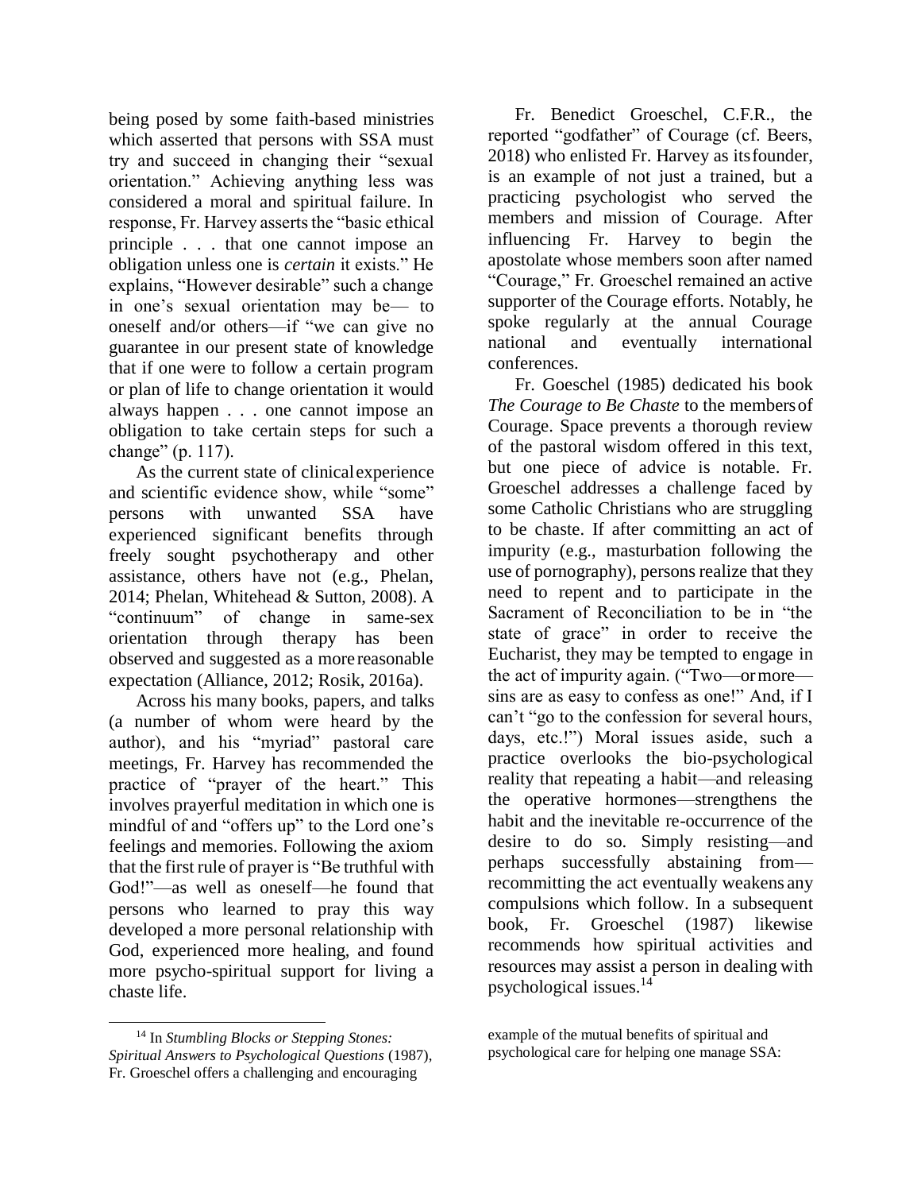being posed by some faith-based ministries which asserted that persons with SSA must try and succeed in changing their "sexual orientation." Achieving anything less was considered a moral and spiritual failure. In response, Fr. Harvey asserts the "basic ethical principle . . . that one cannot impose an obligation unless one is *certain* it exists." He explains, "However desirable" such a change in one's sexual orientation may be— to oneself and/or others—if "we can give no guarantee in our present state of knowledge that if one were to follow a certain program or plan of life to change orientation it would always happen . . . one cannot impose an obligation to take certain steps for such a change" (p. 117).

As the current state of clinical experience and scientific evidence show, while "some" persons with unwanted SSA have experienced significant benefits through freely sought psychotherapy and other assistance, others have not (e.g., Phelan, 2014; Phelan, Whitehead & Sutton, 2008). A "continuum" of change in same-sex orientation through therapy has been observed and suggested as a more reasonable expectation (Alliance, 2012; Rosik, 2016a).

Across his many books, papers, and talks (a number of whom were heard by the author), and his "myriad" pastoral care meetings, Fr. Harvey has recommended the practice of "prayer of the heart." This involves prayerful meditation in which one is mindful of and "offers up" to the Lord one's feelings and memories. Following the axiom that the first rule of prayer is "Be truthful with God!"—as well as oneself—he found that persons who learned to pray this way developed a more personal relationship with God, experienced more healing, and found more psycho-spiritual support for living a chaste life.

Fr. Benedict Groeschel, C.F.R., the reported "godfather" of Courage (cf. Beers, 2018) who enlisted Fr. Harvey as its founder, is an example of not just a trained, but a practicing psychologist who served the members and mission of Courage. After influencing Fr. Harvey to begin the apostolate whose members soon after named "Courage," Fr. Groeschel remained an active supporter of the Courage efforts. Notably, he spoke regularly at the annual Courage national and eventually international conferences.

Fr. Goeschel (1985) dedicated his book *The Courage to Be Chaste* to the members of Courage. Space prevents a thorough review of the pastoral wisdom offered in this text, but one piece of advice is notable. Fr. Groeschel addresses a challenge faced by some Catholic Christians who are struggling to be chaste. If after committing an act of impurity (e.g., masturbation following the use of pornography), persons realize that they need to repent and to participate in the Sacrament of Reconciliation to be in "the state of grace" in order to receive the Eucharist, they may be tempted to engage in the act of impurity again. ("Two—or more—sins are as easy to confess as one!" And, if I can't "go to the confession for several hours, days, etc.!") Moral issues aside, such a practice overlooks the bio-psychological reality that repeating a habit—and releasing the operative hormones—strengthens the habit and the inevitable re-occurrence of the desire to do so. Simply resisting—and perhaps successfully abstaining from—recommitting the act eventually weakens any compulsions which follow. In a subsequent book, Fr. Groeschel (1987) likewise recommends how spiritual activities and resources may assist a person in dealing with psychological issues.[14]

[14] In *Stumbling Blocks or Stepping Stones: Spiritual Answers to Psychological Questions* (1987), Fr. Groeschel offers a challenging and encouraging example of the mutual benefits of spiritual and psychological care for helping one manage SSA: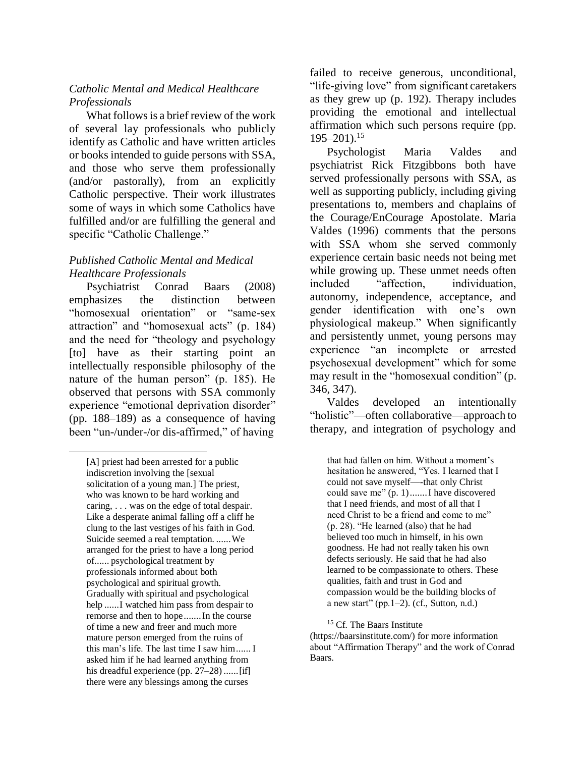### *Catholic Mental and Medical Healthcare Professionals*

What follows is a brief review of the work of several lay professionals who publicly identify as Catholic and have written articles or books intended to guide persons with SSA, and those who serve them professionally (and/or pastorally), from an explicitly Catholic perspective. Their work illustrates some of ways in which some Catholics have fulfilled and/or are fulfilling the general and specific "Catholic Challenge."

### *Published Catholic Mental and Medical Healthcare Professionals*

Psychiatrist Conrad Baars (2008) emphasizes the distinction between "homosexual orientation" or "same-sex attraction" and "homosexual acts" (p. 184) and the need for "theology and psychology [to] have as their starting point an intellectually responsible philosophy of the nature of the human person" (p. 185). He observed that persons with SSA commonly experience "emotional deprivation disorder" (pp. 188–189) as a consequence of having been "un-/under-/or dis-affirmed," of having failed to receive generous, unconditional, "life-giving love" from significant caretakers as they grew up (p. 192). Therapy includes providing the emotional and intellectual affirmation which such persons require (pp. 195–201).[15]

Psychologist Maria Valdes and psychiatrist Rick Fitzgibbons both have served professionally persons with SSA, as well as supporting publicly, including giving presentations to, members and chaplains of the Courage/EnCourage Apostolate. Maria Valdes (1996) comments that the persons with SSA whom she served commonly experience certain basic needs not being met while growing up. These unmet needs often included "affection, individuation, autonomy, independence, acceptance, and gender identification with one's own physiological makeup." When significantly and persistently unmet, young persons may experience "an incomplete or arrested psychosexual development" which for some may result in the "homosexual condition" (p. 346, 347).

Valdes developed an intentionally "holistic"—often collaborative—approach to therapy, and integration of psychology and

---

[A] priest had been arrested for a public indiscretion involving the [sexual solicitation of a young man.] The priest, who was known to be hard working and caring, . . . was on the edge of total despair. Like a desperate animal falling off a cliff he clung to the last vestiges of his faith in God. Suicide seemed a real temptation. ......We arranged for the priest to have a long period of...... psychological treatment by professionals informed about both psychological and spiritual growth. Gradually with spiritual and psychological help ......I watched him pass from despair to remorse and then to hope.......In the course of time a new and freer and much more mature person emerged from the ruins of this man's life. The last time I saw him...... I asked him if he had learned anything from his dreadful experience (pp. 27–28) ......[if] there were any blessings among the curses that had fallen on him. Without a moment's hesitation he answered, "Yes. I learned that I could not save myself—-that only Christ could save me" (p. 1).......I have discovered that I need friends, and most of all that I need Christ to be a friend and come to me" (p. 28). "He learned (also) that he had believed too much in himself, in his own goodness. He had not really taken his own defects seriously. He said that he had also learned to be compassionate to others. These qualities, faith and trust in God and compassion would be the building blocks of a new start" (pp.1–2). (cf., Sutton, n.d.)

[15] Cf. The Baars Institute (https://baarsinstitute.com/) for more information about "Affirmation Therapy" and the work of Conrad Baars.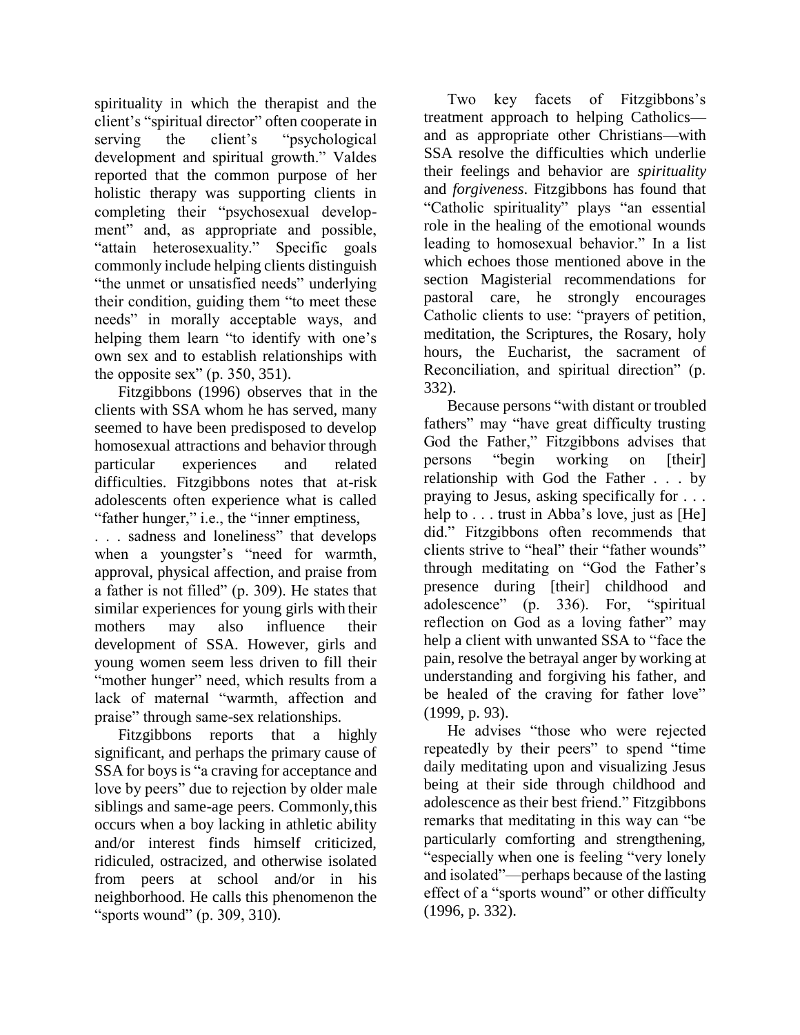spirituality in which the therapist and the client's "spiritual director" often cooperate in serving the client's "psychological development and spiritual growth." Valdes reported that the common purpose of her holistic therapy was supporting clients in completing their "psychosexual development" and, as appropriate and possible, "attain heterosexuality." Specific goals commonly include helping clients distinguish "the unmet or unsatisfied needs" underlying their condition, guiding them "to meet these needs" in morally acceptable ways, and helping them learn "to identify with one's own sex and to establish relationships with the opposite sex" (p. 350, 351).

Fitzgibbons (1996) observes that in the clients with SSA whom he has served, many seemed to have been predisposed to develop homosexual attractions and behavior through particular experiences and related difficulties. Fitzgibbons notes that at-risk adolescents often experience what is called "father hunger," i.e., the "inner emptiness, . . . sadness and loneliness" that develops when a youngster's "need for warmth, approval, physical affection, and praise from a father is not filled" (p. 309). He states that similar experiences for young girls with their mothers may also influence their development of SSA. However, girls and young women seem less driven to fill their "mother hunger" need, which results from a lack of maternal "warmth, affection and praise" through same-sex relationships.

Fitzgibbons reports that a highly significant, and perhaps the primary cause of SSA for boys is "a craving for acceptance and love by peers" due to rejection by older male siblings and same-age peers. Commonly, this occurs when a boy lacking in athletic ability and/or interest finds himself criticized, ridiculed, ostracized, and otherwise isolated from peers at school and/or in his neighborhood. He calls this phenomenon the "sports wound" (p. 309, 310).

Two key facets of Fitzgibbons's treatment approach to helping Catholics—and as appropriate other Christians—with SSA resolve the difficulties which underlie their feelings and behavior are *spirituality* and *forgiveness*. Fitzgibbons has found that "Catholic spirituality" plays "an essential role in the healing of the emotional wounds leading to homosexual behavior." In a list which echoes those mentioned above in the section Magisterial recommendations for pastoral care, he strongly encourages Catholic clients to use: "prayers of petition, meditation, the Scriptures, the Rosary, holy hours, the Eucharist, the sacrament of Reconciliation, and spiritual direction" (p. 332).

Because persons "with distant or troubled fathers" may "have great difficulty trusting God the Father," Fitzgibbons advises that persons "begin working on [their] relationship with God the Father . . . by praying to Jesus, asking specifically for . . . help to . . . trust in Abba's love, just as [He] did." Fitzgibbons often recommends that clients strive to "heal" their "father wounds" through meditating on "God the Father's presence during [their] childhood and adolescence" (p. 336). For, "spiritual reflection on God as a loving father" may help a client with unwanted SSA to "face the pain, resolve the betrayal anger by working at understanding and forgiving his father, and be healed of the craving for father love" (1999, p. 93).

He advises "those who were rejected repeatedly by their peers" to spend "time daily meditating upon and visualizing Jesus being at their side through childhood and adolescence as their best friend." Fitzgibbons remarks that meditating in this way can "be particularly comforting and strengthening, "especially when one is feeling "very lonely and isolated"—perhaps because of the lasting effect of a "sports wound" or other difficulty (1996, p. 332).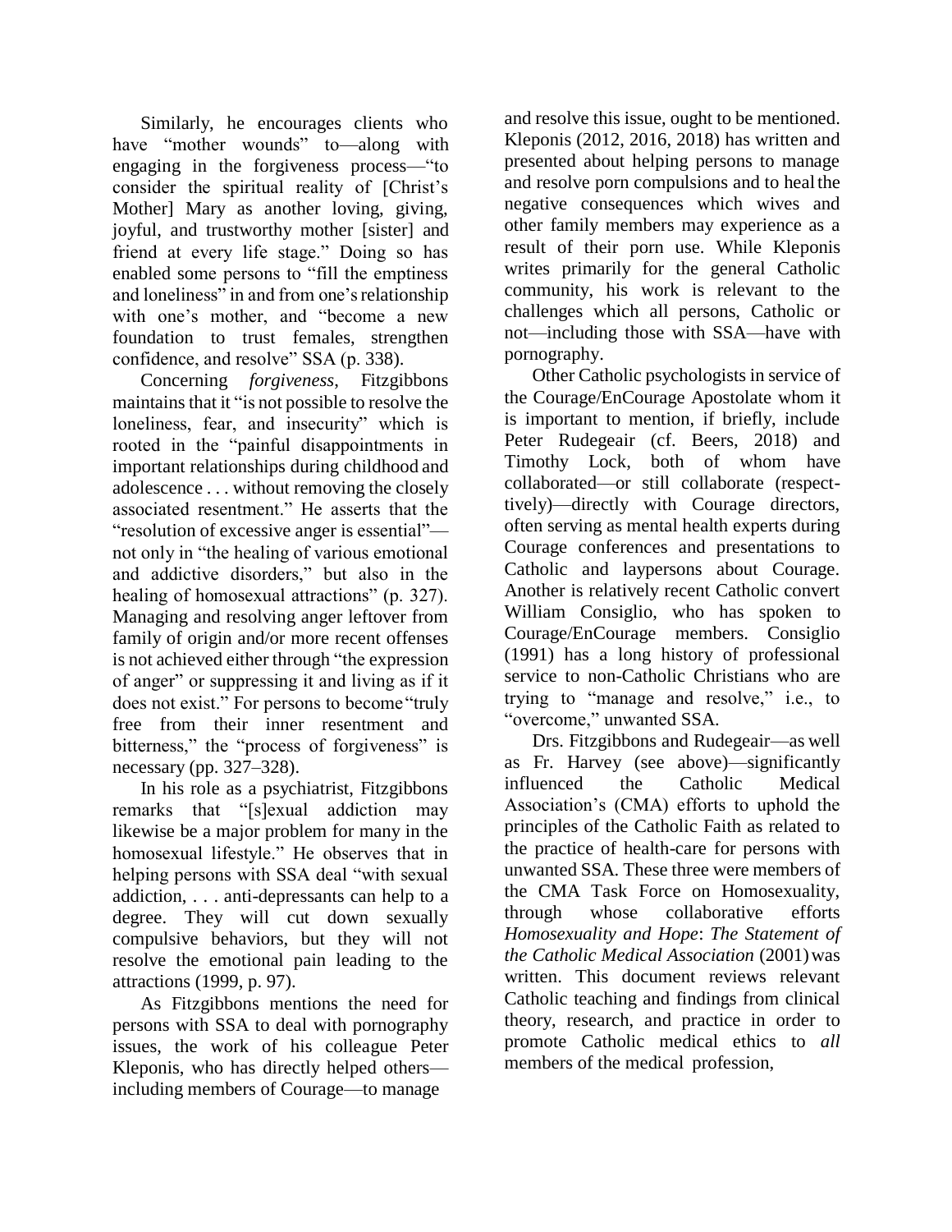Similarly, he encourages clients who have "mother wounds" to—along with engaging in the forgiveness process—"to consider the spiritual reality of [Christ's Mother] Mary as another loving, giving, joyful, and trustworthy mother [sister] and friend at every life stage." Doing so has enabled some persons to "fill the emptiness and loneliness" in and from one's relationship with one's mother, and "become a new foundation to trust females, strengthen confidence, and resolve" SSA (p. 338).

Concerning *forgiveness*, Fitzgibbons maintains that it "is not possible to resolve the loneliness, fear, and insecurity" which is rooted in the "painful disappointments in important relationships during childhood and adolescence . . . without removing the closely associated resentment." He asserts that the "resolution of excessive anger is essential"—not only in "the healing of various emotional and addictive disorders," but also in the healing of homosexual attractions" (p. 327). Managing and resolving anger leftover from family of origin and/or more recent offenses is not achieved either through "the expression of anger" or suppressing it and living as if it does not exist." For persons to become "truly free from their inner resentment and bitterness," the "process of forgiveness" is necessary (pp. 327–328).

In his role as a psychiatrist, Fitzgibbons remarks that "[s]exual addiction may likewise be a major problem for many in the homosexual lifestyle." He observes that in helping persons with SSA deal "with sexual addiction, . . . anti-depressants can help to a degree. They will cut down sexually compulsive behaviors, but they will not resolve the emotional pain leading to the attractions (1999, p. 97).

As Fitzgibbons mentions the need for persons with SSA to deal with pornography issues, the work of his colleague Peter Kleponis, who has directly helped others—including members of Courage—to manage and resolve this issue, ought to be mentioned. Kleponis (2012, 2016, 2018) has written and presented about helping persons to manage and resolve porn compulsions and to heal the negative consequences which wives and other family members may experience as a result of their porn use. While Kleponis writes primarily for the general Catholic community, his work is relevant to the challenges which all persons, Catholic or not—including those with SSA—have with pornography.

Other Catholic psychologists in service of the Courage/EnCourage Apostolate whom it is important to mention, if briefly, include Peter Rudegeair (cf. Beers, 2018) and Timothy Lock, both of whom have collaborated—or still collaborate (respectively)—directly with Courage directors, often serving as mental health experts during Courage conferences and presentations to Catholic and laypersons about Courage. Another is relatively recent Catholic convert William Consiglio, who has spoken to Courage/EnCourage members. Consiglio (1991) has a long history of professional service to non-Catholic Christians who are trying to "manage and resolve," i.e., to "overcome," unwanted SSA.

Drs. Fitzgibbons and Rudegeair—as well as Fr. Harvey (see above)—significantly influenced the Catholic Medical Association's (CMA) efforts to uphold the principles of the Catholic Faith as related to the practice of health-care for persons with unwanted SSA. These three were members of the CMA Task Force on Homosexuality, through whose collaborative efforts *Homosexuality and Hope*: *The Statement of the Catholic Medical Association* (2001) was written. This document reviews relevant Catholic teaching and findings from clinical theory, research, and practice in order to promote Catholic medical ethics to *all* members of the medical profession,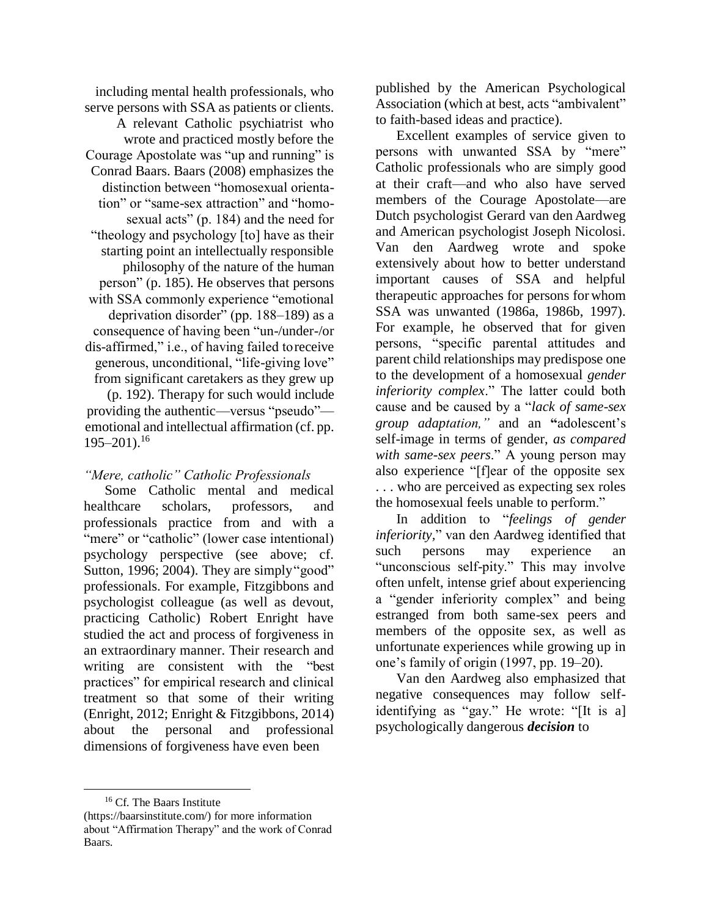including mental health professionals, who serve persons with SSA as patients or clients.

A relevant Catholic psychiatrist who wrote and practiced mostly before the Courage Apostolate was "up and running" is Conrad Baars. Baars (2008) emphasizes the distinction between "homosexual orientation" or "same-sex attraction" and "homosexual acts" (p. 184) and the need for "theology and psychology [to] have as their starting point an intellectually responsible philosophy of the nature of the human person" (p. 185). He observes that persons with SSA commonly experience "emotional deprivation disorder" (pp. 188–189) as a consequence of having been "un-/under-/or dis-affirmed," i.e., of having failed to receive generous, unconditional, "life-giving love" from significant caretakers as they grew up (p. 192). Therapy for such would include providing the authentic—versus "pseudo"—emotional and intellectual affirmation (cf. pp. 195–201).[16]

### *"Mere, catholic" Catholic Professionals*

Some Catholic mental and medical healthcare scholars, professors, and professionals practice from and with a "mere" or "catholic" (lower case intentional) psychology perspective (see above; cf. Sutton, 1996; 2004). They are simply "good" professionals. For example, Fitzgibbons and psychologist colleague (as well as devout, practicing Catholic) Robert Enright have studied the act and process of forgiveness in an extraordinary manner. Their research and writing are consistent with the "best practices" for empirical research and clinical treatment so that some of their writing (Enright, 2012; Enright & Fitzgibbons, 2014) about the personal and professional dimensions of forgiveness have even been published by the American Psychological Association (which at best, acts "ambivalent" to faith-based ideas and practice).

Excellent examples of service given to persons with unwanted SSA by "mere" Catholic professionals who are simply good at their craft—and who also have served members of the Courage Apostolate—are Dutch psychologist Gerard van den Aardweg and American psychologist Joseph Nicolosi. Van den Aardweg wrote and spoke extensively about how to better understand important causes of SSA and helpful therapeutic approaches for persons for whom SSA was unwanted (1986a, 1986b, 1997). For example, he observed that for given persons, "specific parental attitudes and parent child relationships may predispose one to the development of a homosexual *gender inferiority complex*." The latter could both cause and be caused by a "*lack of same-sex group adaptation,"* and an "adolescent's self-image in terms of gender, *as compared with same-sex peers*." A young person may also experience "[f]ear of the opposite sex . . . who are perceived as expecting sex roles the homosexual feels unable to perform."

In addition to "*feelings of gender inferiority*," van den Aardweg identified that such persons may experience an "unconscious self-pity." This may involve often unfelt, intense grief about experiencing a "gender inferiority complex" and being estranged from both same-sex peers and members of the opposite sex, as well as unfortunate experiences while growing up in one's family of origin (1997, pp. 19–20).

Van den Aardweg also emphasized that negative consequences may follow self-identifying as "gay." He wrote: "[It is a] psychologically dangerous ***decision*** to

---

[16] Cf. The Baars Institute (https://baarsinstitute.com/) for more information about "Affirmation Therapy" and the work of Conrad Baars.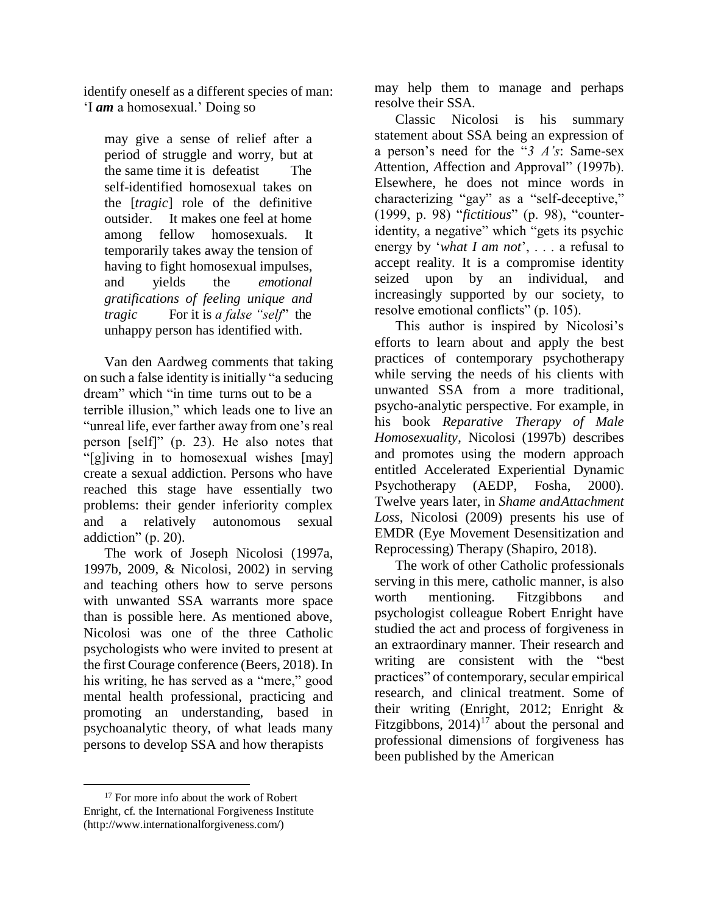identify oneself as a different species of man: 'I ***am*** a homosexual.' Doing so

> may give a sense of relief after a period of struggle and worry, but at the same time it is defeatist The self-identified homosexual takes on the [*tragic*] role of the definitive outsider. It makes one feel at home among fellow homosexuals. It temporarily takes away the tension of having to fight homosexual impulses, and yields the *emotional gratifications of feeling unique and tragic* For it is *a false "self"* the unhappy person has identified with.

Van den Aardweg comments that taking on such a false identity is initially "a seducing dream" which "in time turns out to be a terrible illusion," which leads one to live an "unreal life, ever farther away from one's real person [self]" (p. 23). He also notes that "[g]iving in to homosexual wishes [may] create a sexual addiction. Persons who have reached this stage have essentially two problems: their gender inferiority complex and a relatively autonomous sexual addiction" (p. 20).

The work of Joseph Nicolosi (1997a, 1997b, 2009, & Nicolosi, 2002) in serving and teaching others how to serve persons with unwanted SSA warrants more space than is possible here. As mentioned above, Nicolosi was one of the three Catholic psychologists who were invited to present at the first Courage conference (Beers, 2018). In his writing, he has served as a "mere," good mental health professional, practicing and promoting an understanding, based in psychoanalytic theory, of what leads many persons to develop SSA and how therapists may help them to manage and perhaps resolve their SSA.

Classic Nicolosi is his summary statement about SSA being an expression of a person's need for the "*3 A's*: Same-sex *A*ttention, *A*ffection and *A*pproval" (1997b). Elsewhere, he does not mince words in characterizing "gay" as a "self-deceptive," (1999, p. 98) "*fictitious*" (p. 98), "counter-identity, a negative" which "gets its psychic energy by '*what I am not*', . . . a refusal to accept reality. It is a compromise identity seized upon by an individual, and increasingly supported by our society, to resolve emotional conflicts" (p. 105).

This author is inspired by Nicolosi's efforts to learn about and apply the best practices of contemporary psychotherapy while serving the needs of his clients with unwanted SSA from a more traditional, psycho-analytic perspective. For example, in his book *Reparative Therapy of Male Homosexuality*, Nicolosi (1997b) describes and promotes using the modern approach entitled Accelerated Experiential Dynamic Psychotherapy (AEDP, Fosha, 2000). Twelve years later, in *Shame andAttachment Loss*, Nicolosi (2009) presents his use of EMDR (Eye Movement Desensitization and Reprocessing) Therapy (Shapiro, 2018).

The work of other Catholic professionals serving in this mere, catholic manner, is also worth mentioning. Fitzgibbons and psychologist colleague Robert Enright have studied the act and process of forgiveness in an extraordinary manner. Their research and writing are consistent with the "best practices" of contemporary, secular empirical research, and clinical treatment. Some of their writing (Enright, 2012; Enright & Fitzgibbons, 2014)[17] about the personal and professional dimensions of forgiveness has been published by the American

---

[17] For more info about the work of Robert Enright, cf. the International Forgiveness Institute (http://www.internationalforgiveness.com/)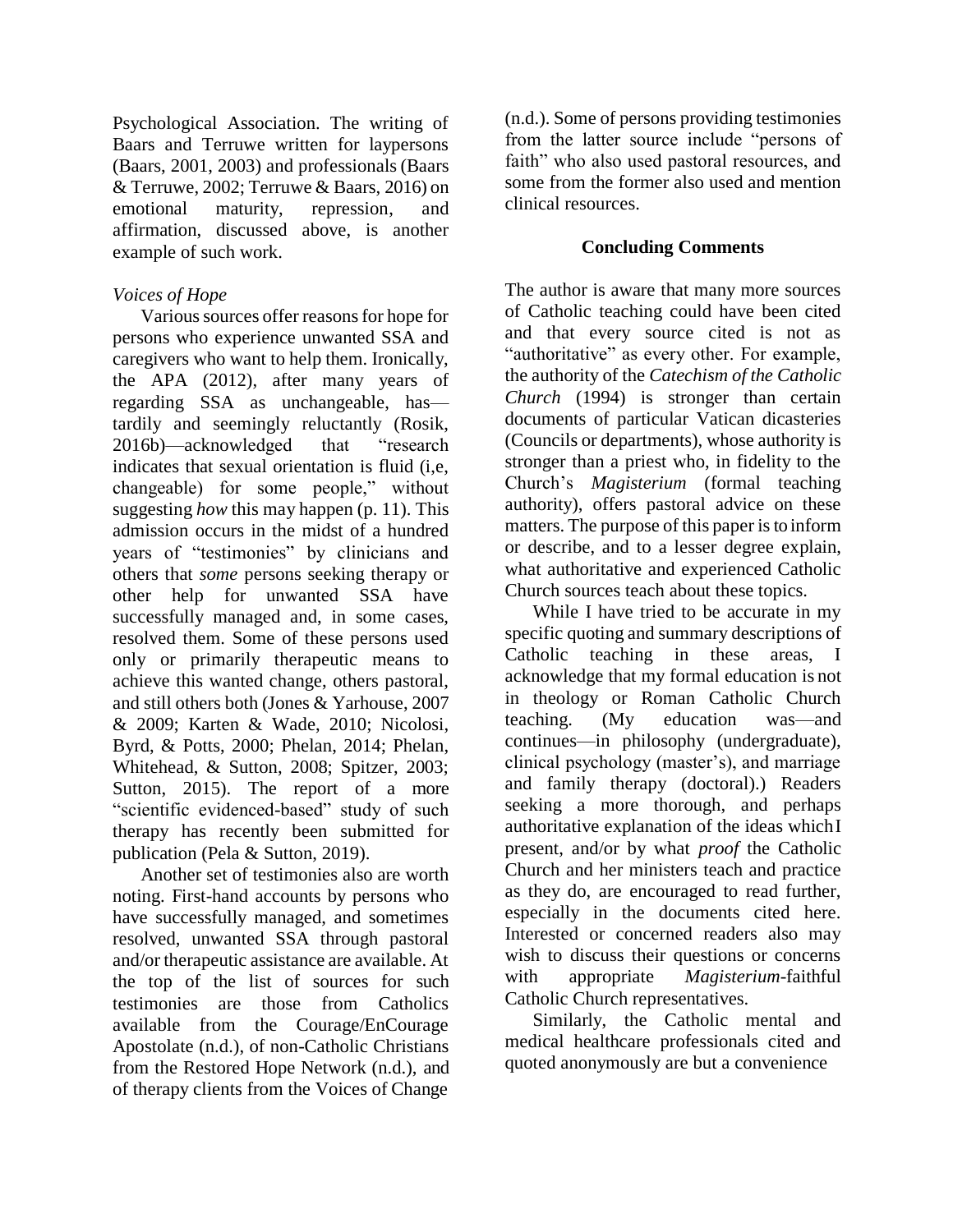Psychological Association. The writing of Baars and Terruwe written for laypersons (Baars, 2001, 2003) and professionals (Baars & Terruwe, 2002; Terruwe & Baars, 2016) on emotional maturity, repression, and affirmation, discussed above, is another example of such work.

*Voices of Hope*

Various sources offer reasons for hope for persons who experience unwanted SSA and caregivers who want to help them. Ironically, the APA (2012), after many years of regarding SSA as unchangeable, has—tardily and seemingly reluctantly (Rosik, 2016b)—acknowledged that "research indicates that sexual orientation is fluid (i,e, changeable) for some people," without suggesting *how* this may happen (p. 11). This admission occurs in the midst of a hundred years of "testimonies" by clinicians and others that *some* persons seeking therapy or other help for unwanted SSA have successfully managed and, in some cases, resolved them. Some of these persons used only or primarily therapeutic means to achieve this wanted change, others pastoral, and still others both (Jones & Yarhouse, 2007 & 2009; Karten & Wade, 2010; Nicolosi, Byrd, & Potts, 2000; Phelan, 2014; Phelan, Whitehead, & Sutton, 2008; Spitzer, 2003; Sutton, 2015). The report of a more "scientific evidenced-based" study of such therapy has recently been submitted for publication (Pela & Sutton, 2019).

Another set of testimonies also are worth noting. First-hand accounts by persons who have successfully managed, and sometimes resolved, unwanted SSA through pastoral and/or therapeutic assistance are available. At the top of the list of sources for such testimonies are those from Catholics available from the Courage/EnCourage Apostolate (n.d.), of non-Catholic Christians from the Restored Hope Network (n.d.), and of therapy clients from the Voices of Change (n.d.). Some of persons providing testimonies from the latter source include "persons of faith" who also used pastoral resources, and some from the former also used and mention clinical resources.

## Concluding Comments

The author is aware that many more sources of Catholic teaching could have been cited and that every source cited is not as "authoritative" as every other. For example, the authority of the *Catechism of the Catholic Church* (1994) is stronger than certain documents of particular Vatican dicasteries (Councils or departments), whose authority is stronger than a priest who, in fidelity to the Church's *Magisterium* (formal teaching authority), offers pastoral advice on these matters. The purpose of this paper is to inform or describe, and to a lesser degree explain, what authoritative and experienced Catholic Church sources teach about these topics.

While I have tried to be accurate in my specific quoting and summary descriptions of Catholic teaching in these areas, I acknowledge that my formal education is not in theology or Roman Catholic Church teaching. (My education was—and continues—in philosophy (undergraduate), clinical psychology (master's), and marriage and family therapy (doctoral).) Readers seeking a more thorough, and perhaps authoritative explanation of the ideas which I present, and/or by what *proof* the Catholic Church and her ministers teach and practice as they do, are encouraged to read further, especially in the documents cited here. Interested or concerned readers also may wish to discuss their questions or concerns with appropriate *Magisterium*-faithful Catholic Church representatives.

Similarly, the Catholic mental and medical healthcare professionals cited and quoted anonymously are but a convenience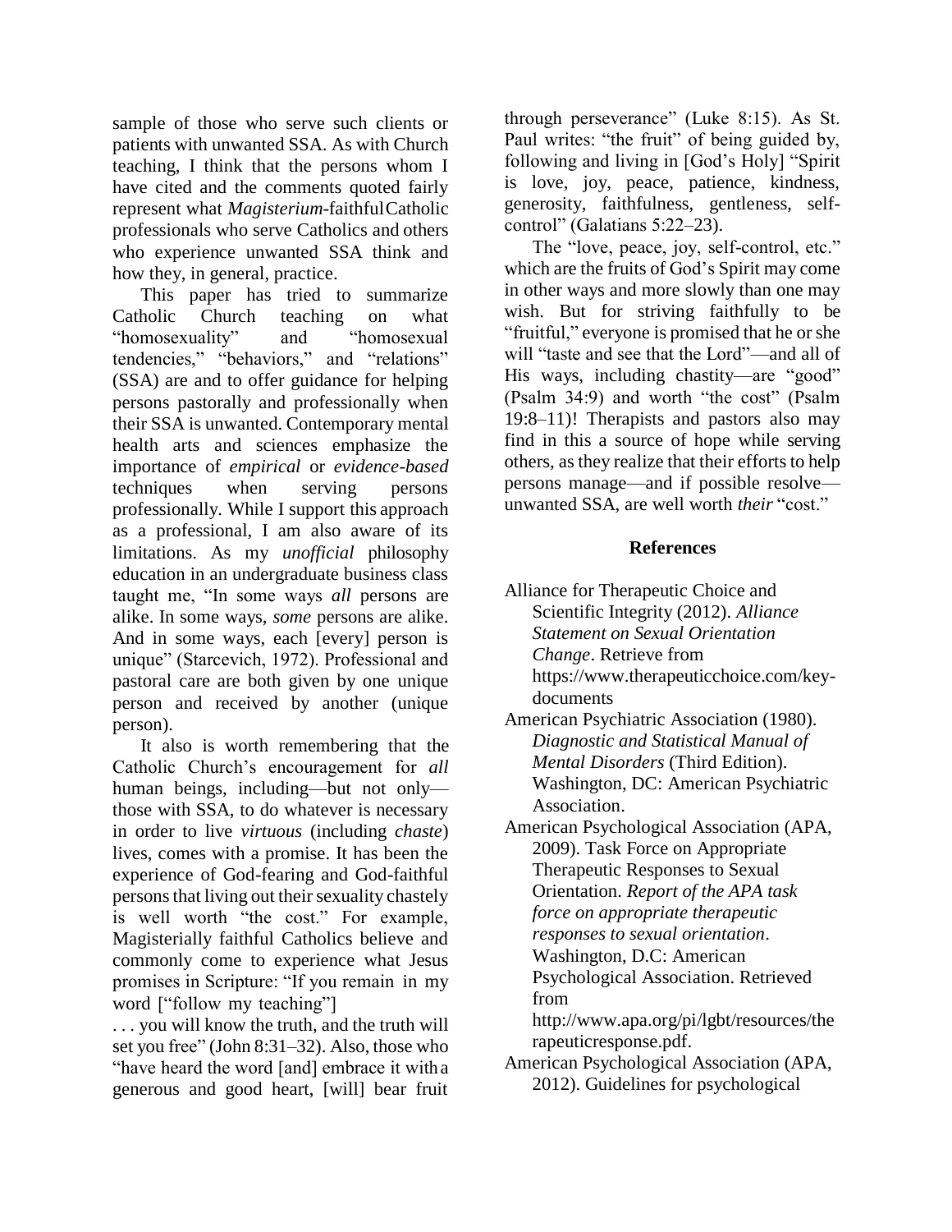sample of those who serve such clients or patients with unwanted SSA. As with Church teaching, I think that the persons whom I have cited and the comments quoted fairly represent what *Magisterium*-faithful Catholic professionals who serve Catholics and others who experience unwanted SSA think and how they, in general, practice.

This paper has tried to summarize Catholic Church teaching on what "homosexuality" and "homosexual tendencies," "behaviors," and "relations" (SSA) are and to offer guidance for helping persons pastorally and professionally when their SSA is unwanted. Contemporary mental health arts and sciences emphasize the importance of *empirical* or *evidence-based* techniques when serving persons professionally. While I support this approach as a professional, I am also aware of its limitations. As my *unofficial* philosophy education in an undergraduate business class taught me, "In some ways *all* persons are alike. In some ways, *some* persons are alike. And in some ways, each [every] person is unique" (Starcevich, 1972). Professional and pastoral care are both given by one unique person and received by another (unique person).

It also is worth remembering that the Catholic Church's encouragement for *all* human beings, including—but not only—those with SSA, to do whatever is necessary in order to live *virtuous* (including *chaste*) lives, comes with a promise. It has been the experience of God-fearing and God-faithful persons that living out their sexuality chastely is well worth "the cost." For example, Magisterially faithful Catholics believe and commonly come to experience what Jesus promises in Scripture: "If you remain in my word ["follow my teaching"] . . . you will know the truth, and the truth will set you free" (John 8:31–32). Also, those who "have heard the word [and] embrace it with a generous and good heart, [will] bear fruit through perseverance" (Luke 8:15). As St. Paul writes: "the fruit" of being guided by, following and living in [God's Holy] "Spirit is love, joy, peace, patience, kindness, generosity, faithfulness, gentleness, self-control" (Galatians 5:22–23).

The "love, peace, joy, self-control, etc." which are the fruits of God's Spirit may come in other ways and more slowly than one may wish. But for striving faithfully to be "fruitful," everyone is promised that he or she will "taste and see that the Lord"—and all of His ways, including chastity—are "good" (Psalm 34:9) and worth "the cost" (Psalm 19:8–11)! Therapists and pastors also may find in this a source of hope while serving others, as they realize that their efforts to help persons manage—and if possible resolve—unwanted SSA, are well worth *their* "cost."

## References

Alliance for Therapeutic Choice and Scientific Integrity (2012). *Alliance Statement on Sexual Orientation Change*. Retrieve from https://www.therapeuticchoice.com/key-documents

American Psychiatric Association (1980). *Diagnostic and Statistical Manual of Mental Disorders* (Third Edition). Washington, DC: American Psychiatric Association.

American Psychological Association (APA, 2009). Task Force on Appropriate Therapeutic Responses to Sexual Orientation. *Report of the APA task force on appropriate therapeutic responses to sexual orientation*. Washington, D.C: American Psychological Association. Retrieved from http://www.apa.org/pi/lgbt/resources/therapeuticresponse.pdf.

American Psychological Association (APA, 2012). Guidelines for psychological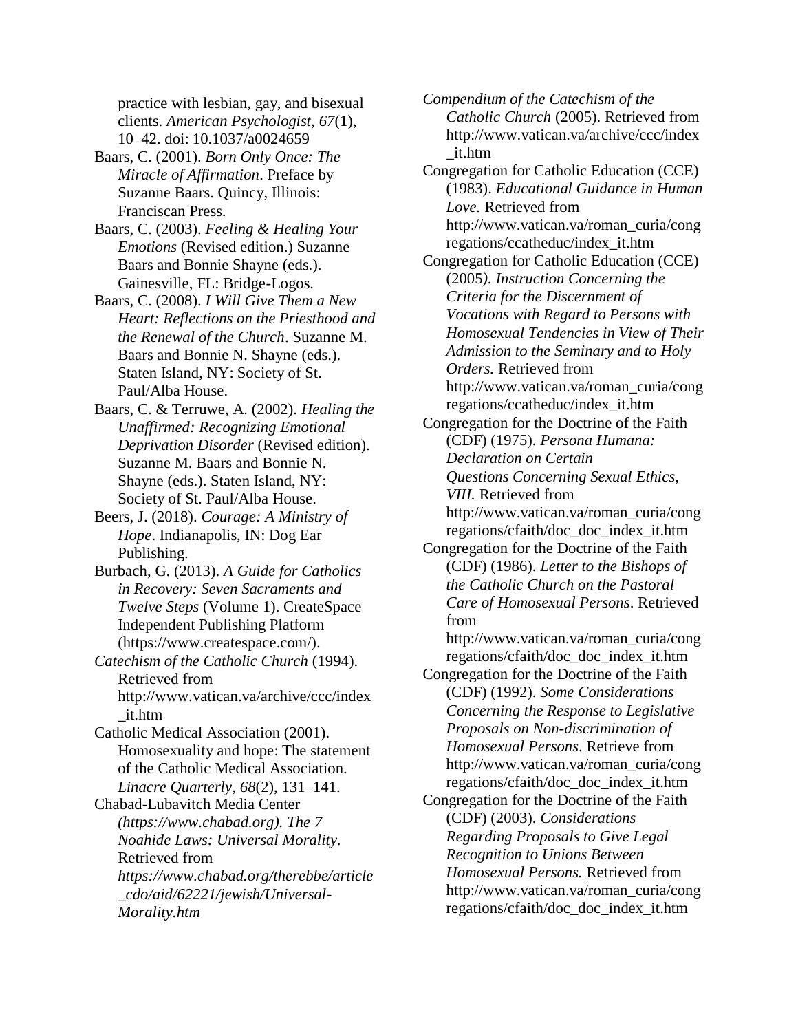practice with lesbian, gay, and bisexual clients. *American Psychologist*, *67*(1), 10–42. doi: 10.1037/a0024659

Baars, C. (2001). *Born Only Once: The Miracle of Affirmation*. Preface by Suzanne Baars. Quincy, Illinois: Franciscan Press.

Baars, C. (2003). *Feeling & Healing Your Emotions* (Revised edition.) Suzanne Baars and Bonnie Shayne (eds.). Gainesville, FL: Bridge-Logos.

Baars, C. (2008). *I Will Give Them a New Heart: Reflections on the Priesthood and the Renewal of the Church*. Suzanne M. Baars and Bonnie N. Shayne (eds.). Staten Island, NY: Society of St. Paul/Alba House.

Baars, C. & Terruwe, A. (2002). *Healing the Unaffirmed: Recognizing Emotional Deprivation Disorder* (Revised edition). Suzanne M. Baars and Bonnie N. Shayne (eds.). Staten Island, NY: Society of St. Paul/Alba House.

Beers, J. (2018). *Courage: A Ministry of Hope*. Indianapolis, IN: Dog Ear Publishing.

Burbach, G. (2013). *A Guide for Catholics in Recovery: Seven Sacraments and Twelve Steps* (Volume 1). CreateSpace Independent Publishing Platform (https://www.createspace.com/).

*Catechism of the Catholic Church* (1994). Retrieved from http://www.vatican.va/archive/ccc/index_it.htm

Catholic Medical Association (2001). Homosexuality and hope: The statement of the Catholic Medical Association. *Linacre Quarterly*, *68*(2), 131–141.

Chabad-Lubavitch Media Center *(https://www.chabad.org). The 7 Noahide Laws: Universal Morality.* Retrieved from *https://www.chabad.org/therebbe/article_cdo/aid/62221/jewish/Universal-Morality.htm*

*Compendium of the Catechism of the Catholic Church* (2005). Retrieved from http://www.vatican.va/archive/ccc/index_it.htm

Congregation for Catholic Education (CCE) (1983). *Educational Guidance in Human Love.* Retrieved from http://www.vatican.va/roman_curia/congregations/ccatheduc/index_it.htm

Congregation for Catholic Education (CCE) (2005). *Instruction Concerning the Criteria for the Discernment of Vocations with Regard to Persons with Homosexual Tendencies in View of Their Admission to the Seminary and to Holy Orders.* Retrieved from http://www.vatican.va/roman_curia/congregations/ccatheduc/index_it.htm

Congregation for the Doctrine of the Faith (CDF) (1975). *Persona Humana: Declaration on Certain Questions Concerning Sexual Ethics, VIII.* Retrieved from http://www.vatican.va/roman_curia/congregations/cfaith/doc_doc_index_it.htm

Congregation for the Doctrine of the Faith (CDF) (1986). *Letter to the Bishops of the Catholic Church on the Pastoral Care of Homosexual Persons*. Retrieved from http://www.vatican.va/roman_curia/congregations/cfaith/doc_doc_index_it.htm

Congregation for the Doctrine of the Faith (CDF) (1992). *Some Considerations Concerning the Response to Legislative Proposals on Non-discrimination of Homosexual Persons*. Retrieve from http://www.vatican.va/roman_curia/congregations/cfaith/doc_doc_index_it.htm

Congregation for the Doctrine of the Faith (CDF) (2003). *Considerations Regarding Proposals to Give Legal Recognition to Unions Between Homosexual Persons.* Retrieved from http://www.vatican.va/roman_curia/congregations/cfaith/doc_doc_index_it.htm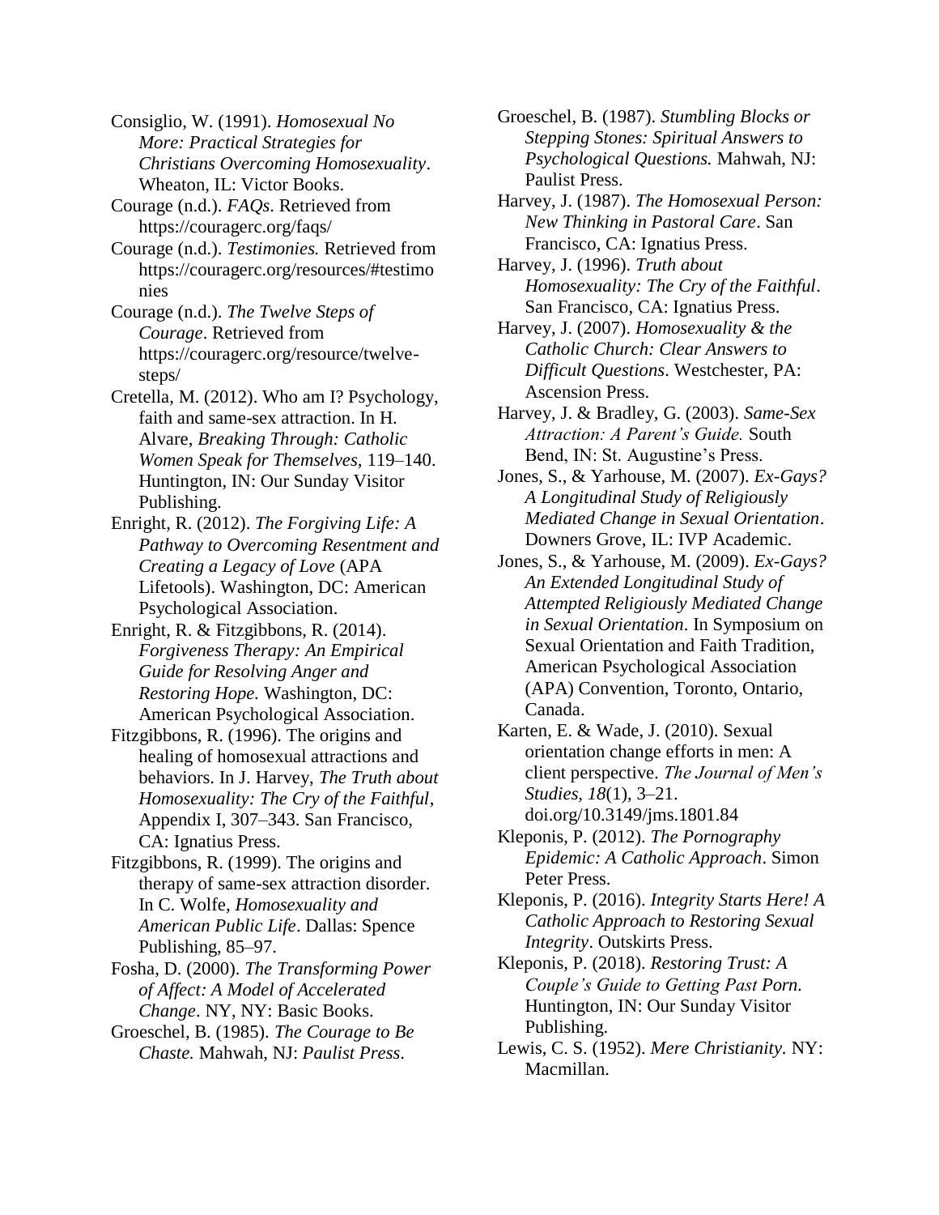Consiglio, W. (1991). *Homosexual No More: Practical Strategies for Christians Overcoming Homosexuality*. Wheaton, IL: Victor Books.

Courage (n.d.). *FAQs*. Retrieved from https://couragerc.org/faqs/

Courage (n.d.). *Testimonies.* Retrieved from https://couragerc.org/resources/#testimonies

Courage (n.d.). *The Twelve Steps of Courage*. Retrieved from https://couragerc.org/resource/twelve-steps/

Cretella, M. (2012). Who am I? Psychology, faith and same-sex attraction. In H. Alvare, *Breaking Through: Catholic Women Speak for Themselves,* 119–140. Huntington, IN: Our Sunday Visitor Publishing.

Enright, R. (2012). *The Forgiving Life: A Pathway to Overcoming Resentment and Creating a Legacy of Love* (APA Lifetools). Washington, DC: American Psychological Association.

Enright, R. & Fitzgibbons, R. (2014). *Forgiveness Therapy: An Empirical Guide for Resolving Anger and Restoring Hope.* Washington, DC: American Psychological Association.

Fitzgibbons, R. (1996). The origins and healing of homosexual attractions and behaviors. In J. Harvey, *The Truth about Homosexuality: The Cry of the Faithful*, Appendix I, 307–343. San Francisco, CA: Ignatius Press.

Fitzgibbons, R. (1999). The origins and therapy of same-sex attraction disorder. In C. Wolfe, *Homosexuality and American Public Life*. Dallas: Spence Publishing, 85–97.

Fosha, D. (2000). *The Transforming Power of Affect: A Model of Accelerated Change*. NY, NY: Basic Books.

Groeschel, B. (1985). *The Courage to Be Chaste.* Mahwah, NJ: *Paulist Press*.

Groeschel, B. (1987). *Stumbling Blocks or Stepping Stones: Spiritual Answers to Psychological Questions.* Mahwah, NJ: Paulist Press.

Harvey, J. (1987). *The Homosexual Person: New Thinking in Pastoral Care*. San Francisco, CA: Ignatius Press.

Harvey, J. (1996). *Truth about Homosexuality: The Cry of the Faithful*. San Francisco, CA: Ignatius Press.

Harvey, J. (2007). *Homosexuality & the Catholic Church: Clear Answers to Difficult Questions*. Westchester, PA: Ascension Press.

Harvey, J. & Bradley, G. (2003). *Same-Sex Attraction: A Parent's Guide.* South Bend, IN: St. Augustine's Press.

Jones, S., & Yarhouse, M. (2007). *Ex-Gays? A Longitudinal Study of Religiously Mediated Change in Sexual Orientation*. Downers Grove, IL: IVP Academic.

Jones, S., & Yarhouse, M. (2009). *Ex-Gays? An Extended Longitudinal Study of Attempted Religiously Mediated Change in Sexual Orientation*. In Symposium on Sexual Orientation and Faith Tradition, American Psychological Association (APA) Convention, Toronto, Ontario, Canada.

Karten, E. & Wade, J. (2010). Sexual orientation change efforts in men: A client perspective. *The Journal of Men's Studies, 18*(1), 3–21. doi.org/10.3149/jms.1801.84

Kleponis, P. (2012). *The Pornography Epidemic: A Catholic Approach*. Simon Peter Press.

Kleponis, P. (2016). *Integrity Starts Here! A Catholic Approach to Restoring Sexual Integrity*. Outskirts Press.

Kleponis, P. (2018). *Restoring Trust: A Couple's Guide to Getting Past Porn.* Huntington, IN: Our Sunday Visitor Publishing.

Lewis, C. S. (1952). *Mere Christianity.* NY: Macmillan.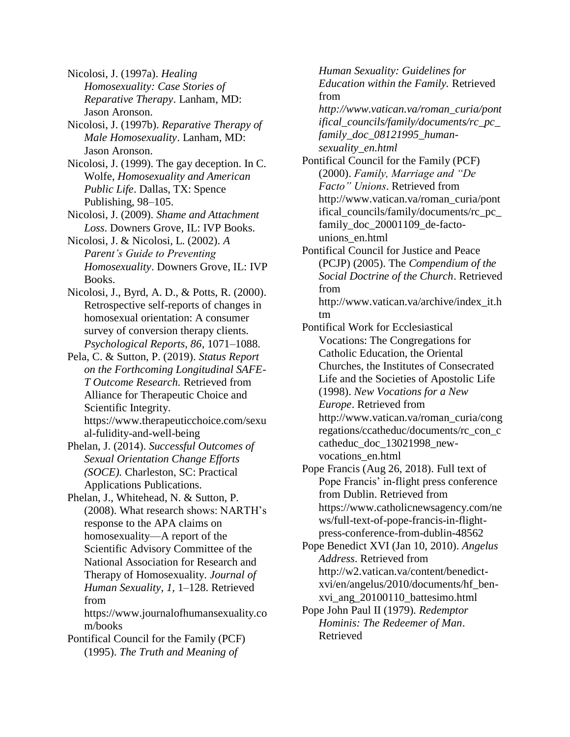Nicolosi, J. (1997a). *Healing Homosexuality: Case Stories of Reparative Therapy*. Lanham, MD: Jason Aronson.

Nicolosi, J. (1997b). *Reparative Therapy of Male Homosexuality*. Lanham, MD: Jason Aronson.

Nicolosi, J. (1999). The gay deception. In C. Wolfe, *Homosexuality and American Public Life*. Dallas, TX: Spence Publishing, 98–105.

Nicolosi, J. (2009). *Shame and Attachment Loss*. Downers Grove, IL: IVP Books.

Nicolosi, J. & Nicolosi, L. (2002). *A Parent's Guide to Preventing Homosexuality*. Downers Grove, IL: IVP Books.

Nicolosi, J., Byrd, A. D., & Potts, R. (2000). Retrospective self-reports of changes in homosexual orientation: A consumer survey of conversion therapy clients. *Psychological Reports, 86*, 1071–1088.

Pela, C. & Sutton, P. (2019). *Status Report on the Forthcoming Longitudinal SAFE-T Outcome Research.* Retrieved from Alliance for Therapeutic Choice and Scientific Integrity. https://www.therapeuticchoice.com/sexual-fulidity-and-well-being

Phelan, J. (2014). *Successful Outcomes of Sexual Orientation Change Efforts (SOCE).* Charleston, SC: Practical Applications Publications.

Phelan, J., Whitehead, N. & Sutton, P. (2008). What research shows: NARTH's response to the APA claims on homosexuality—A report of the Scientific Advisory Committee of the National Association for Research and Therapy of Homosexuality. *Journal of Human Sexuality*, *1*, 1–128. Retrieved from https://www.journalofhumansexuality.com/books

Pontifical Council for the Family (PCF) (1995). *The Truth and Meaning of Human Sexuality: Guidelines for Education within the Family.* Retrieved from *http://www.vatican.va/roman_curia/pontifical_councils/family/documents/rc_pc_family_doc_08121995_human-sexuality_en.html*

Pontifical Council for the Family (PCF) (2000). *Family, Marriage and "De Facto" Unions*. Retrieved from http://www.vatican.va/roman_curia/pontifical_councils/family/documents/rc_pc_family_doc_20001109_de-facto-unions_en.html

Pontifical Council for Justice and Peace (PCJP) (2005). The *Compendium of the Social Doctrine of the Church*. Retrieved from http://www.vatican.va/archive/index_it.htm

Pontifical Work for Ecclesiastical Vocations: The Congregations for Catholic Education, the Oriental Churches, the Institutes of Consecrated Life and the Societies of Apostolic Life (1998). *New Vocations for a New Europe*. Retrieved from http://www.vatican.va/roman_curia/congregations/ccatheduc/documents/rc_con_ccatheduc_doc_13021998_new-vocations_en.html

Pope Francis (Aug 26, 2018). Full text of Pope Francis' in-flight press conference from Dublin. Retrieved from https://www.catholicnewsagency.com/news/full-text-of-pope-francis-in-flight-press-conference-from-dublin-48562

Pope Benedict XVI (Jan 10, 2010). *Angelus Address*. Retrieved from http://w2.vatican.va/content/benedict-xvi/en/angelus/2010/documents/hf_ben-xvi_ang_20100110_battesimo.html

Pope John Paul II (1979). *Redemptor Hominis: The Redeemer of Man*. Retrieved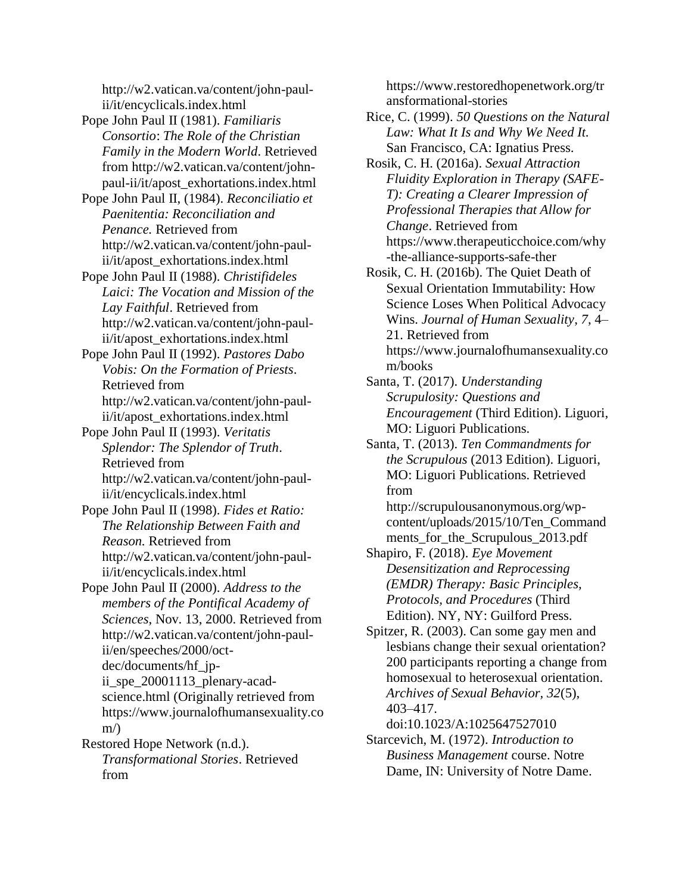http://w2.vatican.va/content/john-paul-ii/it/encyclicals.index.html

Pope John Paul II (1981). *Familiaris Consortio*: *The Role of the Christian Family in the Modern World*. Retrieved from http://w2.vatican.va/content/john-paul-ii/it/apost_exhortations.index.html

Pope John Paul II, (1984). *Reconciliatio et Paenitentia: Reconciliation and Penance.* Retrieved from http://w2.vatican.va/content/john-paul-ii/it/apost_exhortations.index.html

Pope John Paul II (1988). *Christifideles Laici: The Vocation and Mission of the Lay Faithful*. Retrieved from http://w2.vatican.va/content/john-paul-ii/it/apost_exhortations.index.html

Pope John Paul II (1992). *Pastores Dabo Vobis: On the Formation of Priests*. Retrieved from http://w2.vatican.va/content/john-paul-ii/it/apost_exhortations.index.html

Pope John Paul II (1993). *Veritatis Splendor: The Splendor of Truth*. Retrieved from http://w2.vatican.va/content/john-paul-ii/it/encyclicals.index.html

Pope John Paul II (1998). *Fides et Ratio: The Relationship Between Faith and Reason.* Retrieved from http://w2.vatican.va/content/john-paul-ii/it/encyclicals.index.html

Pope John Paul II (2000). *Address to the members of the Pontifical Academy of Sciences*, Nov. 13, 2000. Retrieved from http://w2.vatican.va/content/john-paul-ii/en/speeches/2000/oct-dec/documents/hf_jp-ii_spe_20001113_plenary-acad-science.html (Originally retrieved from https://www.journalofhumansexuality.com/)

Restored Hope Network (n.d.). *Transformational Stories*. Retrieved from https://www.restoredhopenetwork.org/transformational-stories

Rice, C. (1999). *50 Questions on the Natural Law: What It Is and Why We Need It.* San Francisco, CA: Ignatius Press.

Rosik, C. H. (2016a). *Sexual Attraction Fluidity Exploration in Therapy (SAFE-T): Creating a Clearer Impression of Professional Therapies that Allow for Change*. Retrieved from https://www.therapeuticchoice.com/why-the-alliance-supports-safe-ther

Rosik, C. H. (2016b). The Quiet Death of Sexual Orientation Immutability: How Science Loses When Political Advocacy Wins. *Journal of Human Sexuality*, *7*, 4–21. Retrieved from https://www.journalofhumansexuality.com/books

Santa, T. (2017). *Understanding Scrupulosity: Questions and Encouragement* (Third Edition). Liguori, MO: Liguori Publications.

Santa, T. (2013). *Ten Commandments for the Scrupulous* (2013 Edition). Liguori, MO: Liguori Publications. Retrieved from http://scrupulousanonymous.org/wp-content/uploads/2015/10/Ten_Commandments_for_the_Scrupulous_2013.pdf

Shapiro, F. (2018). *Eye Movement Desensitization and Reprocessing (EMDR) Therapy: Basic Principles, Protocols, and Procedures* (Third Edition). NY, NY: Guilford Press.

Spitzer, R. (2003). Can some gay men and lesbians change their sexual orientation? 200 participants reporting a change from homosexual to heterosexual orientation. *Archives of Sexual Behavior, 32*(5), 403–417. doi:10.1023/A:1025647527010

Starcevich, M. (1972). *Introduction to Business Management* course. Notre Dame, IN: University of Notre Dame.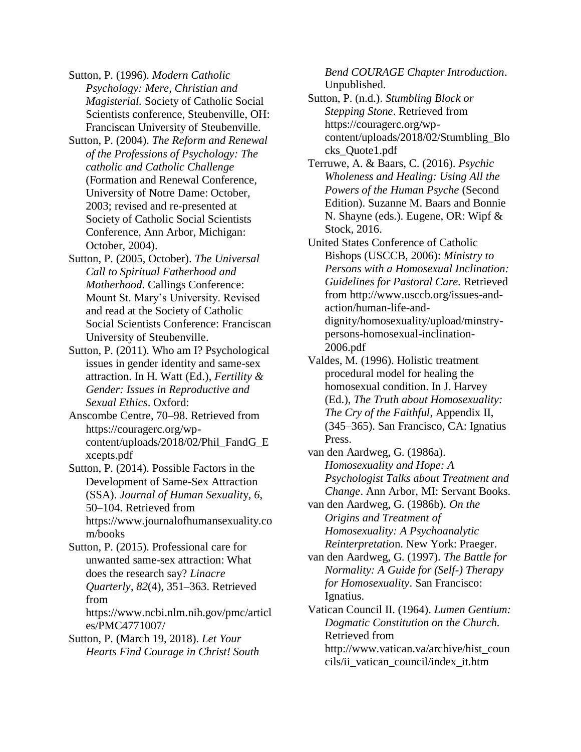Sutton, P. (1996). *Modern Catholic Psychology: Mere, Christian and Magisterial.* Society of Catholic Social Scientists conference, Steubenville, OH: Franciscan University of Steubenville.

Sutton, P. (2004). *The Reform and Renewal of the Professions of Psychology: The catholic and Catholic Challenge* (Formation and Renewal Conference, University of Notre Dame: October, 2003; revised and re-presented at Society of Catholic Social Scientists Conference, Ann Arbor, Michigan: October, 2004).

Sutton, P. (2005, October). *The Universal Call to Spiritual Fatherhood and Motherhood*. Callings Conference: Mount St. Mary's University. Revised and read at the Society of Catholic Social Scientists Conference: Franciscan University of Steubenville.

Sutton, P. (2011). Who am I? Psychological issues in gender identity and same-sex attraction. In H. Watt (Ed.), *Fertility & Gender: Issues in Reproductive and Sexual Ethics*. Oxford:

Anscombe Centre, 70–98. Retrieved from https://couragerc.org/wp-content/uploads/2018/02/Phil_FandG_Excepts.pdf

Sutton, P. (2014). Possible Factors in the Development of Same-Sex Attraction (SSA). *Journal of Human Sexuality*, *6*, 50–104. Retrieved from https://www.journalofhumansexuality.com/books

Sutton, P. (2015). Professional care for unwanted same-sex attraction: What does the research say? *Linacre Quarterly*, *82*(4), 351–363. Retrieved from https://www.ncbi.nlm.nih.gov/pmc/articles/PMC4771007/

Sutton, P. (March 19, 2018). *Let Your Hearts Find Courage in Christ! South Bend COURAGE Chapter Introduction*. Unpublished.

Sutton, P. (n.d.). *Stumbling Block or Stepping Stone*. Retrieved from https://couragerc.org/wp-content/uploads/2018/02/Stumbling_Blocks_Quote1.pdf

Terruwe, A. & Baars, C. (2016). *Psychic Wholeness and Healing: Using All the Powers of the Human Psyche* (Second Edition). Suzanne M. Baars and Bonnie N. Shayne (eds.). Eugene, OR: Wipf & Stock, 2016.

United States Conference of Catholic Bishops (USCCB, 2006): *Ministry to Persons with a Homosexual Inclination: Guidelines for Pastoral Care.* Retrieved from http://www.usccb.org/issues-and-action/human-life-and-dignity/homosexuality/upload/minstry-persons-homosexual-inclination-2006.pdf

Valdes, M. (1996). Holistic treatment procedural model for healing the homosexual condition. In J. Harvey (Ed.), *The Truth about Homosexuality: The Cry of the Faithful*, Appendix II, (345–365). San Francisco, CA: Ignatius Press.

van den Aardweg, G. (1986a). *Homosexuality and Hope: A Psychologist Talks about Treatment and Change*. Ann Arbor, MI: Servant Books.

van den Aardweg, G. (1986b). *On the Origins and Treatment of Homosexuality: A Psychoanalytic Reinterpretation*. New York: Praeger.

van den Aardweg, G. (1997). *The Battle for Normality: A Guide for (Self-) Therapy for Homosexuality*. San Francisco: Ignatius.

Vatican Council II. (1964). *Lumen Gentium: Dogmatic Constitution on the Church.* Retrieved from http://www.vatican.va/archive/hist_councils/ii_vatican_council/index_it.htm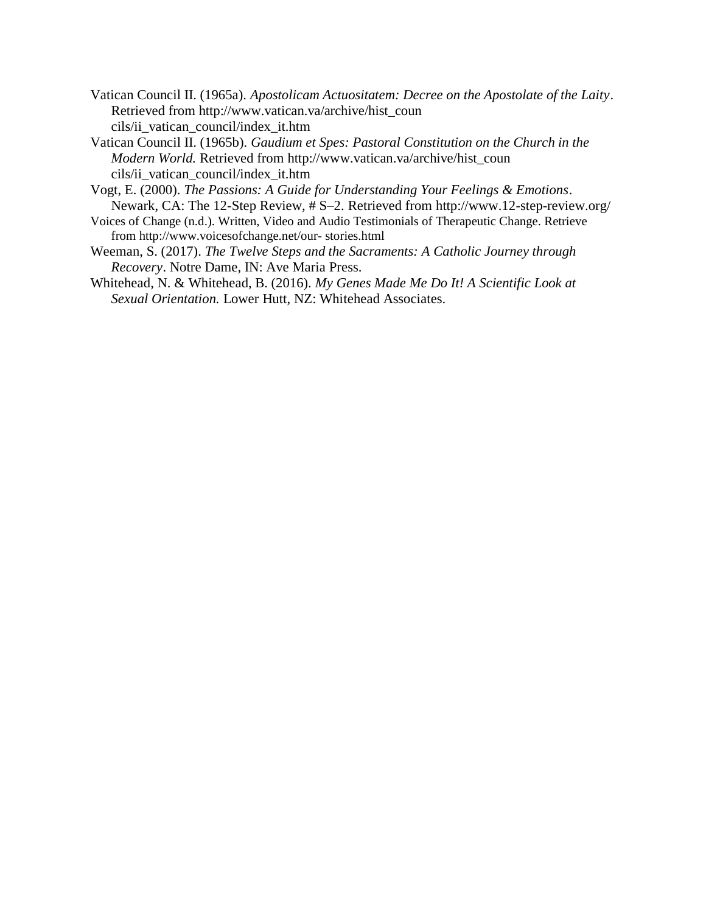Vatican Council II. (1965a). *Apostolicam Actuositatem: Decree on the Apostolate of the Laity*. Retrieved from http://www.vatican.va/archive/hist_coun cils/ii_vatican_council/index_it.htm

Vatican Council II. (1965b). *Gaudium et Spes: Pastoral Constitution on the Church in the Modern World.* Retrieved from http://www.vatican.va/archive/hist_coun cils/ii_vatican_council/index_it.htm

Vogt, E. (2000). *The Passions: A Guide for Understanding Your Feelings & Emotions*. Newark, CA: The 12-Step Review, # S–2. Retrieved from http://www.12-step-review.org/

Voices of Change (n.d.). Written, Video and Audio Testimonials of Therapeutic Change. Retrieve from http://www.voicesofchange.net/our- stories.html

Weeman, S. (2017). *The Twelve Steps and the Sacraments: A Catholic Journey through Recovery*. Notre Dame, IN: Ave Maria Press.

Whitehead, N. & Whitehead, B. (2016). *My Genes Made Me Do It! A Scientific Look at Sexual Orientation.* Lower Hutt, NZ: Whitehead Associates.